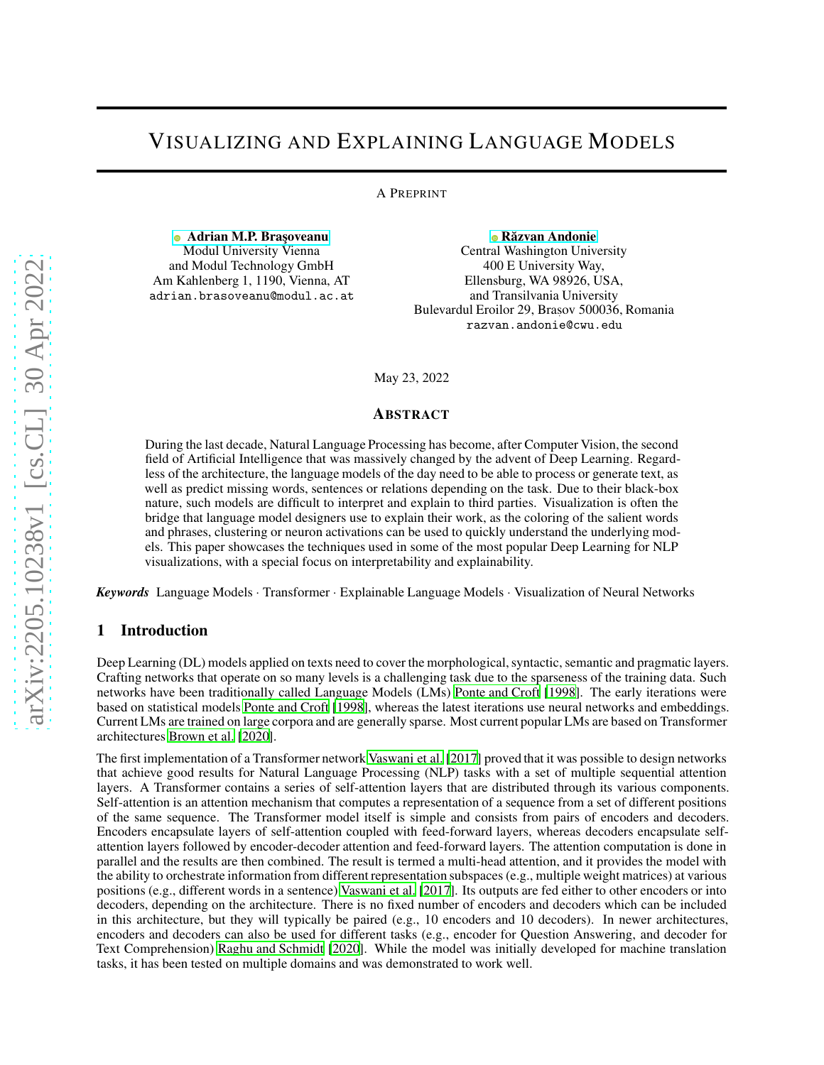# Visualizing and Explaining Language Models

A Preprint

**Adrian M.P. Brașoveanu**
Modul University Vienna
and Modul Technology GmbH
Am Kahlenberg 1, 1190, Vienna, AT
adrian.brasoveanu@modul.ac.at

**Răzvan Andonie**
Central Washington University
400 E University Way,
Ellensburg, WA 98926, USA,
and Transilvania University
Bulevardul Eroilor 29, Brașov 500036, Romania
razvan.andonie@cwu.edu

May 23, 2022

## Abstract

During the last decade, Natural Language Processing has become, after Computer Vision, the second field of Artificial Intelligence that was massively changed by the advent of Deep Learning. Regardless of the architecture, the language models of the day need to be able to process or generate text, as well as predict missing words, sentences or relations depending on the task. Due to their black-box nature, such models are difficult to interpret and explain to third parties. Visualization is often the bridge that language model designers use to explain their work, as the coloring of the salient words and phrases, clustering or neuron activations can be used to quickly understand the underlying models. This paper showcases the techniques used in some of the most popular Deep Learning for NLP visualizations, with a special focus on interpretability and explainability.

***Keywords*** Language Models · Transformer · Explainable Language Models · Visualization of Neural Networks

## 1 Introduction

Deep Learning (DL) models applied on texts need to cover the morphological, syntactic, semantic and pragmatic layers. Crafting networks that operate on so many levels is a challenging task due to the sparseness of the training data. Such networks have been traditionally called Language Models (LMs) Ponte and Croft [1998]. The early iterations were based on statistical models Ponte and Croft [1998], whereas the latest iterations use neural networks and embeddings. Current LMs are trained on large corpora and are generally sparse. Most current popular LMs are based on Transformer architectures Brown et al. [2020].

The first implementation of a Transformer network Vaswani et al. [2017] proved that it was possible to design networks that achieve good results for Natural Language Processing (NLP) tasks with a set of multiple sequential attention layers. A Transformer contains a series of self-attention layers that are distributed through its various components. Self-attention is an attention mechanism that computes a representation of a sequence from a set of different positions of the same sequence. The Transformer model itself is simple and consists from pairs of encoders and decoders. Encoders encapsulate layers of self-attention coupled with feed-forward layers, whereas decoders encapsulate self-attention layers followed by encoder-decoder attention and feed-forward layers. The attention computation is done in parallel and the results are then combined. The result is termed a multi-head attention, and it provides the model with the ability to orchestrate information from different representation subspaces (e.g., multiple weight matrices) at various positions (e.g., different words in a sentence) Vaswani et al. [2017]. Its outputs are fed either to other encoders or into decoders, depending on the architecture. There is no fixed number of encoders and decoders which can be included in this architecture, but they will typically be paired (e.g., 10 encoders and 10 decoders). In newer architectures, encoders and decoders can also be used for different tasks (e.g., encoder for Question Answering, and decoder for Text Comprehension) Raghu and Schmidt [2020]. While the model was initially developed for machine translation tasks, it has been tested on multiple domains and was demonstrated to work well.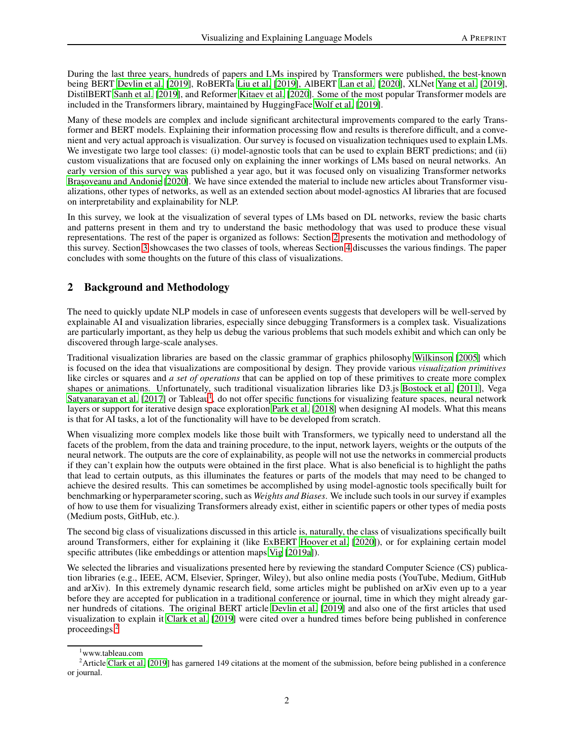During the last three years, hundreds of papers and LMs inspired by Transformers were published, the best-known being BERT Devlin et al. [2019], RoBERTa Liu et al. [2019], AlBERT Lan et al. [2020], XLNet Yang et al. [2019], DistilBERT Sanh et al. [2019], and Reformer Kitaev et al. [2020]. Some of the most popular Transformer models are included in the Transformers library, maintained by HuggingFace Wolf et al. [2019].

Many of these models are complex and include significant architectural improvements compared to the early Transformer and BERT models. Explaining their information processing flow and results is therefore difficult, and a convenient and very actual approach is visualization. Our survey is focused on visualization techniques used to explain LMs. We investigate two large tool classes: (i) model-agnostic tools that can be used to explain BERT predictions; and (ii) custom visualizations that are focused only on explaining the inner workings of LMs based on neural networks. An early version of this survey was published a year ago, but it was focused only on visualizing Transformer networks Brașoveanu and Andonie [2020]. We have since extended the material to include new articles about Transformer visualizations, other types of networks, as well as an extended section about model-agnostics AI libraries that are focused on interpretability and explainability for NLP.

In this survey, we look at the visualization of several types of LMs based on DL networks, review the basic charts and patterns present in them and try to understand the basic methodology that was used to produce these visual representations. The rest of the paper is organized as follows: Section 2 presents the motivation and methodology of this survey. Section 3 showcases the two classes of tools, whereas Section 4 discusses the various findings. The paper concludes with some thoughts on the future of this class of visualizations.

## 2 Background and Methodology

The need to quickly update NLP models in case of unforeseen events suggests that developers will be well-served by explainable AI and visualization libraries, especially since debugging Transformers is a complex task. Visualizations are particularly important, as they help us debug the various problems that such models exhibit and which can only be discovered through large-scale analyses.

Traditional visualization libraries are based on the classic grammar of graphics philosophy Wilkinson [2005] which is focused on the idea that visualizations are compositional by design. They provide various *visualization primitives* like circles or squares and *a set of operations* that can be applied on top of these primitives to create more complex shapes or animations. Unfortunately, such traditional visualization libraries like D3.js Bostock et al. [2011], Vega Satyanarayan et al. [2017] or Tableau[1], do not offer specific functions for visualizing feature spaces, neural network layers or support for iterative design space exploration Park et al. [2018] when designing AI models. What this means is that for AI tasks, a lot of the functionality will have to be developed from scratch.

When visualizing more complex models like those built with Transformers, we typically need to understand all the facets of the problem, from the data and training procedure, to the input, network layers, weights or the outputs of the neural network. The outputs are the core of explainability, as people will not use the networks in commercial products if they can't explain how the outputs were obtained in the first place. What is also beneficial is to highlight the paths that lead to certain outputs, as this illuminates the features or parts of the models that may need to be changed to achieve the desired results. This can sometimes be accomplished by using model-agnostic tools specifically built for benchmarking or hyperparameter scoring, such as *Weights and Biases*. We include such tools in our survey if examples of how to use them for visualizing Transformers already exist, either in scientific papers or other types of media posts (Medium posts, GitHub, etc.).

The second big class of visualizations discussed in this article is, naturally, the class of visualizations specifically built around Transformers, either for explaining it (like ExBERT Hoover et al. [2020]), or for explaining certain model specific attributes (like embeddings or attention maps Vig [2019a]).

We selected the libraries and visualizations presented here by reviewing the standard Computer Science (CS) publication libraries (e.g., IEEE, ACM, Elsevier, Springer, Wiley), but also online media posts (YouTube, Medium, GitHub and arXiv). In this extremely dynamic research field, some articles might be published on arXiv even up to a year before they are accepted for publication in a traditional conference or journal, time in which they might already garner hundreds of citations. The original BERT article Devlin et al. [2019] and also one of the first articles that used visualization to explain it Clark et al. [2019] were cited over a hundred times before being published in conference proceedings.[2]

[1] www.tableau.com

[2] Article Clark et al. [2019] has garnered 149 citations at the moment of the submission, before being published in a conference or journal.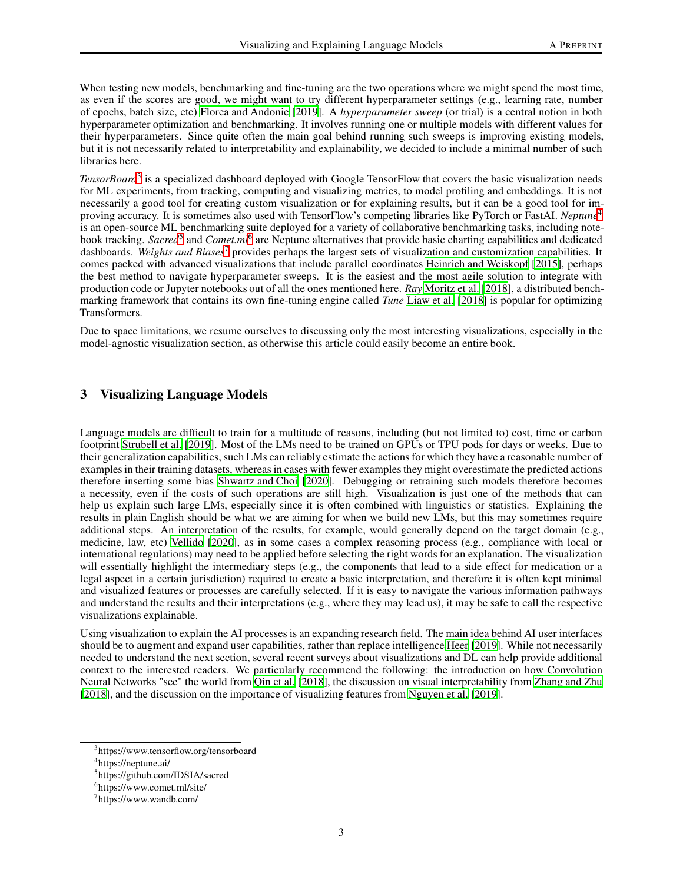When testing new models, benchmarking and fine-tuning are the two operations where we might spend the most time, as even if the scores are good, we might want to try different hyperparameter settings (e.g., learning rate, number of epochs, batch size, etc) Florea and Andonie [2019]. A *hyperparameter sweep* (or trial) is a central notion in both hyperparameter optimization and benchmarking. It involves running one or multiple models with different values for their hyperparameters. Since quite often the main goal behind running such sweeps is improving existing models, but it is not necessarily related to interpretability and explainability, we decided to include a minimal number of such libraries here.

*TensorBoard*[3] is a specialized dashboard deployed with Google TensorFlow that covers the basic visualization needs for ML experiments, from tracking, computing and visualizing metrics, to model profiling and embeddings. It is not necessarily a good tool for creating custom visualization or for explaining results, but it can be a good tool for improving accuracy. It is sometimes also used with TensorFlow's competing libraries like PyTorch or FastAI. *Neptune*[4] is an open-source ML benchmarking suite deployed for a variety of collaborative benchmarking tasks, including notebook tracking. *Sacred*[5] and *Comet.ml*[6] are Neptune alternatives that provide basic charting capabilities and dedicated dashboards. *Weights and Biases*[7] provides perhaps the largest sets of visualization and customization capabilities. It comes packed with advanced visualizations that include parallel coordinates Heinrich and Weiskopf [2015], perhaps the best method to navigate hyperparameter sweeps. It is the easiest and the most agile solution to integrate with production code or Jupyter notebooks out of all the ones mentioned here. *Ray* Moritz et al. [2018], a distributed benchmarking framework that contains its own fine-tuning engine called *Tune* Liaw et al. [2018] is popular for optimizing Transformers.

Due to space limitations, we resume ourselves to discussing only the most interesting visualizations, especially in the model-agnostic visualization section, as otherwise this article could easily become an entire book.

## 3 Visualizing Language Models

Language models are difficult to train for a multitude of reasons, including (but not limited to) cost, time or carbon footprint Strubell et al. [2019]. Most of the LMs need to be trained on GPUs or TPU pods for days or weeks. Due to their generalization capabilities, such LMs can reliably estimate the actions for which they have a reasonable number of examples in their training datasets, whereas in cases with fewer examples they might overestimate the predicted actions therefore inserting some bias Shwartz and Choi [2020]. Debugging or retraining such models therefore becomes a necessity, even if the costs of such operations are still high. Visualization is just one of the methods that can help us explain such large LMs, especially since it is often combined with linguistics or statistics. Explaining the results in plain English should be what we are aiming for when we build new LMs, but this may sometimes require additional steps. An interpretation of the results, for example, would generally depend on the target domain (e.g., medicine, law, etc) Vellido [2020], as in some cases a complex reasoning process (e.g., compliance with local or international regulations) may need to be applied before selecting the right words for an explanation. The visualization will essentially highlight the intermediary steps (e.g., the components that lead to a side effect for medication or a legal aspect in a certain jurisdiction) required to create a basic interpretation, and therefore it is often kept minimal and visualized features or processes are carefully selected. If it is easy to navigate the various information pathways and understand the results and their interpretations (e.g., where they may lead us), it may be safe to call the respective visualizations explainable.

Using visualization to explain the AI processes is an expanding research field. The main idea behind AI user interfaces should be to augment and expand user capabilities, rather than replace intelligence Heer [2019]. While not necessarily needed to understand the next section, several recent surveys about visualizations and DL can help provide additional context to the interested readers. We particularly recommend the following: the introduction on how Convolution Neural Networks "see" the world from Qin et al. [2018], the discussion on visual interpretability from Zhang and Zhu [2018], and the discussion on the importance of visualizing features from Nguyen et al. [2019].

---

[3] https://www.tensorflow.org/tensorboard

[4] https://neptune.ai/

[5] https://github.com/IDSIA/sacred

[6] https://www.comet.ml/site/

[7] https://www.wandb.com/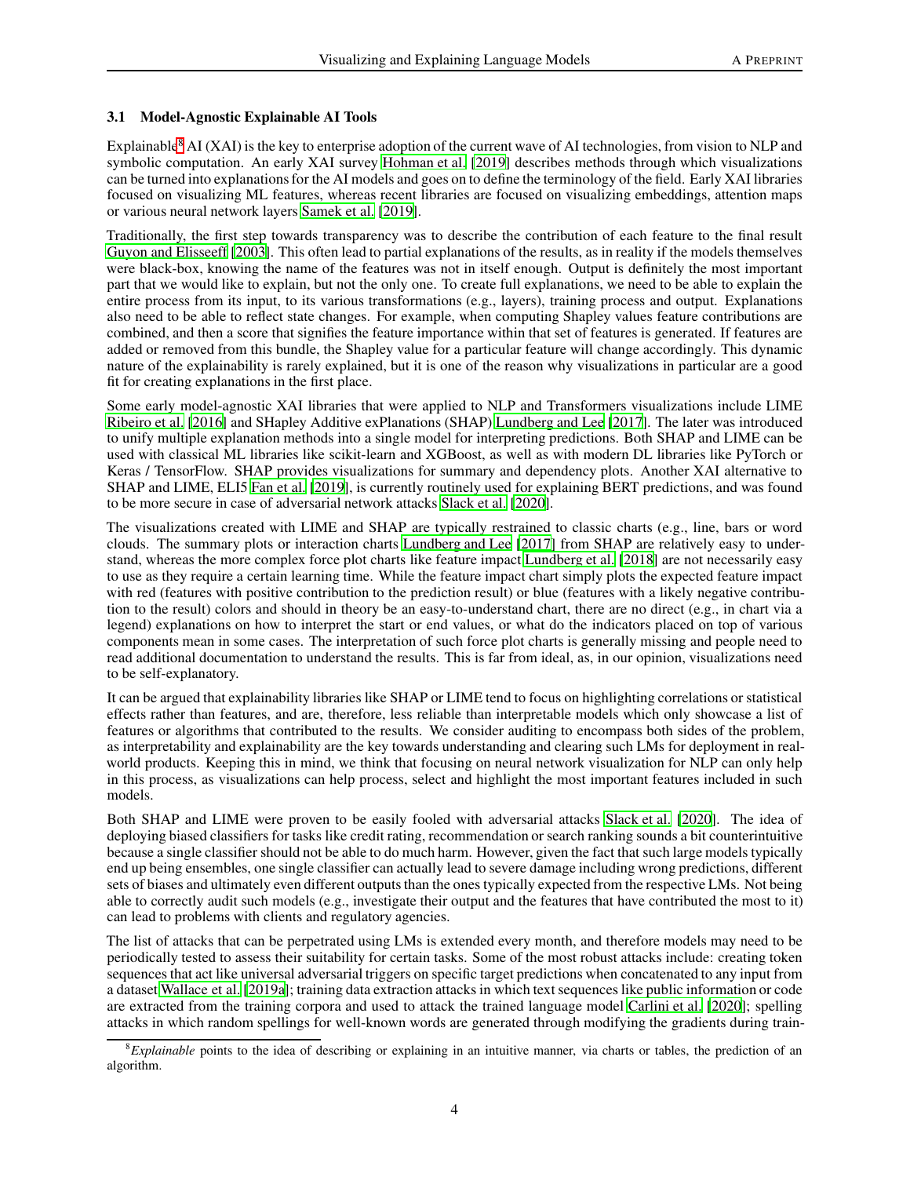### 3.1 Model-Agnostic Explainable AI Tools

Explainable[8] AI (XAI) is the key to enterprise adoption of the current wave of AI technologies, from vision to NLP and symbolic computation. An early XAI survey Hohman et al. [2019] describes methods through which visualizations can be turned into explanations for the AI models and goes on to define the terminology of the field. Early XAI libraries focused on visualizing ML features, whereas recent libraries are focused on visualizing embeddings, attention maps or various neural network layers Samek et al. [2019].

Traditionally, the first step towards transparency was to describe the contribution of each feature to the final result Guyon and Elisseeff [2003]. This often lead to partial explanations of the results, as in reality if the models themselves were black-box, knowing the name of the features was not in itself enough. Output is definitely the most important part that we would like to explain, but not the only one. To create full explanations, we need to be able to explain the entire process from its input, to its various transformations (e.g., layers), training process and output. Explanations also need to be able to reflect state changes. For example, when computing Shapley values feature contributions are combined, and then a score that signifies the feature importance within that set of features is generated. If features are added or removed from this bundle, the Shapley value for a particular feature will change accordingly. This dynamic nature of the explainability is rarely explained, but it is one of the reason why visualizations in particular are a good fit for creating explanations in the first place.

Some early model-agnostic XAI libraries that were applied to NLP and Transformers visualizations include LIME Ribeiro et al. [2016] and SHapley Additive exPlanations (SHAP) Lundberg and Lee [2017]. The later was introduced to unify multiple explanation methods into a single model for interpreting predictions. Both SHAP and LIME can be used with classical ML libraries like scikit-learn and XGBoost, as well as with modern DL libraries like PyTorch or Keras / TensorFlow. SHAP provides visualizations for summary and dependency plots. Another XAI alternative to SHAP and LIME, ELI5 Fan et al. [2019], is currently routinely used for explaining BERT predictions, and was found to be more secure in case of adversarial network attacks Slack et al. [2020].

The visualizations created with LIME and SHAP are typically restrained to classic charts (e.g., line, bars or word clouds. The summary plots or interaction charts Lundberg and Lee [2017] from SHAP are relatively easy to understand, whereas the more complex force plot charts like feature impact Lundberg et al. [2018] are not necessarily easy to use as they require a certain learning time. While the feature impact chart simply plots the expected feature impact with red (features with positive contribution to the prediction result) or blue (features with a likely negative contribution to the result) colors and should in theory be an easy-to-understand chart, there are no direct (e.g., in chart via a legend) explanations on how to interpret the start or end values, or what do the indicators placed on top of various components mean in some cases. The interpretation of such force plot charts is generally missing and people need to read additional documentation to understand the results. This is far from ideal, as, in our opinion, visualizations need to be self-explanatory.

It can be argued that explainability libraries like SHAP or LIME tend to focus on highlighting correlations or statistical effects rather than features, and are, therefore, less reliable than interpretable models which only showcase a list of features or algorithms that contributed to the results. We consider auditing to encompass both sides of the problem, as interpretability and explainability are the key towards understanding and clearing such LMs for deployment in real-world products. Keeping this in mind, we think that focusing on neural network visualization for NLP can only help in this process, as visualizations can help process, select and highlight the most important features included in such models.

Both SHAP and LIME were proven to be easily fooled with adversarial attacks Slack et al. [2020]. The idea of deploying biased classifiers for tasks like credit rating, recommendation or search ranking sounds a bit counterintuitive because a single classifier should not be able to do much harm. However, given the fact that such large models typically end up being ensembles, one single classifier can actually lead to severe damage including wrong predictions, different sets of biases and ultimately even different outputs than the ones typically expected from the respective LMs. Not being able to correctly audit such models (e.g., investigate their output and the features that have contributed the most to it) can lead to problems with clients and regulatory agencies.

The list of attacks that can be perpetrated using LMs is extended every month, and therefore models may need to be periodically tested to assess their suitability for certain tasks. Some of the most robust attacks include: creating token sequences that act like universal adversarial triggers on specific target predictions when concatenated to any input from a dataset Wallace et al. [2019a]; training data extraction attacks in which text sequences like public information or code are extracted from the training corpora and used to attack the trained language model Carlini et al. [2020]; spelling attacks in which random spellings for well-known words are generated through modifying the gradients during train-

[8] *Explainable* points to the idea of describing or explaining in an intuitive manner, via charts or tables, the prediction of an algorithm.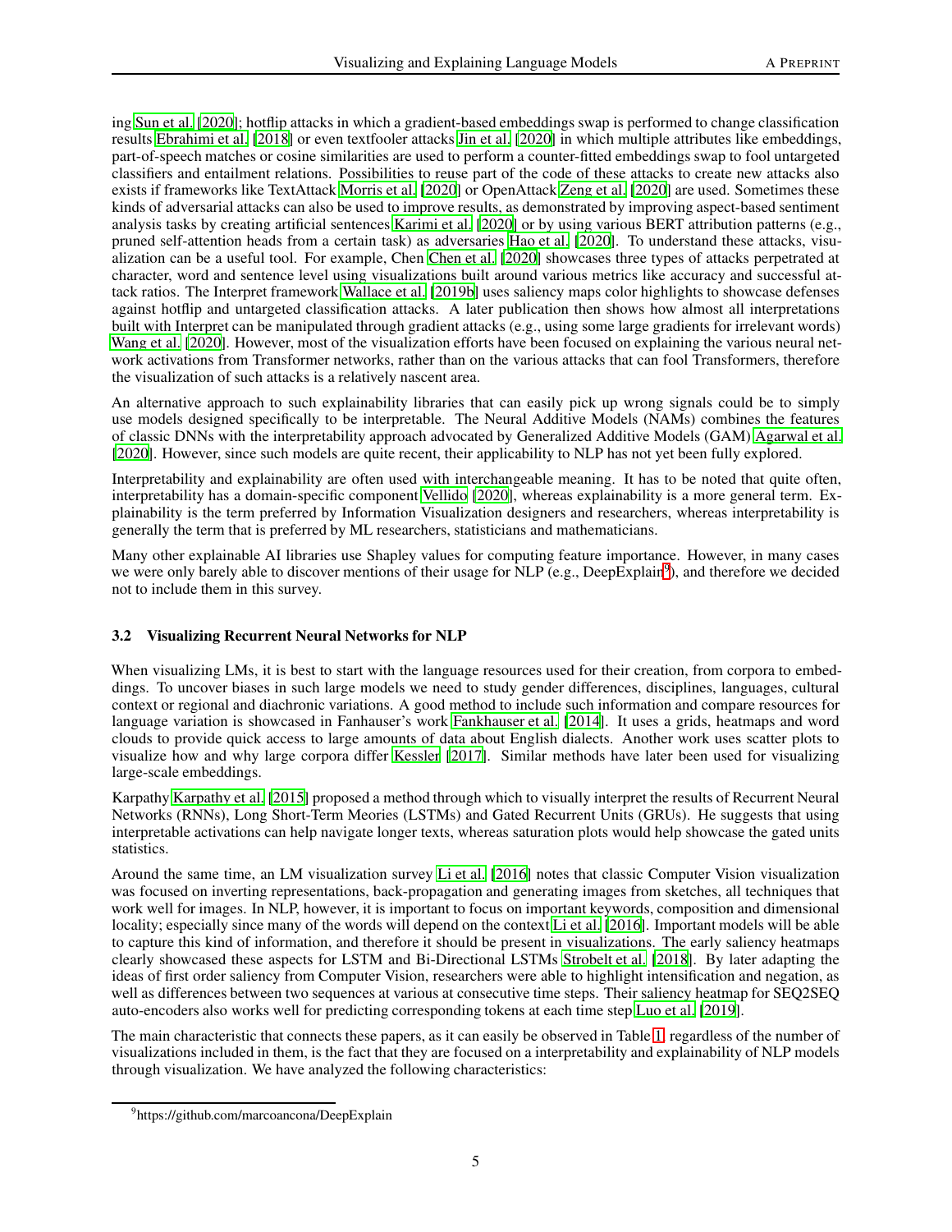ing Sun et al. [2020]; hotflip attacks in which a gradient-based embeddings swap is performed to change classification results Ebrahimi et al. [2018] or even textfooler attacks Jin et al. [2020] in which multiple attributes like embeddings, part-of-speech matches or cosine similarities are used to perform a counter-fitted embeddings swap to fool untargeted classifiers and entailment relations. Possibilities to reuse part of the code of these attacks to create new attacks also exists if frameworks like TextAttack Morris et al. [2020] or OpenAttack Zeng et al. [2020] are used. Sometimes these kinds of adversarial attacks can also be used to improve results, as demonstrated by improving aspect-based sentiment analysis tasks by creating artificial sentences Karimi et al. [2020] or by using various BERT attribution patterns (e.g., pruned self-attention heads from a certain task) as adversaries Hao et al. [2020]. To understand these attacks, visualization can be a useful tool. For example, Chen Chen et al. [2020] showcases three types of attacks perpetrated at character, word and sentence level using visualizations built around various metrics like accuracy and successful attack ratios. The Interpret framework Wallace et al. [2019b] uses saliency maps color highlights to showcase defenses against hotflip and untargeted classification attacks. A later publication then shows how almost all interpretations built with Interpret can be manipulated through gradient attacks (e.g., using some large gradients for irrelevant words) Wang et al. [2020]. However, most of the visualization efforts have been focused on explaining the various neural network activations from Transformer networks, rather than on the various attacks that can fool Transformers, therefore the visualization of such attacks is a relatively nascent area.

An alternative approach to such explainability libraries that can easily pick up wrong signals could be to simply use models designed specifically to be interpretable. The Neural Additive Models (NAMs) combines the features of classic DNNs with the interpretability approach advocated by Generalized Additive Models (GAM) Agarwal et al. [2020]. However, since such models are quite recent, their applicability to NLP has not yet been fully explored.

Interpretability and explainability are often used with interchangeable meaning. It has to be noted that quite often, interpretability has a domain-specific component Vellido [2020], whereas explainability is a more general term. Explainability is the term preferred by Information Visualization designers and researchers, whereas interpretability is generally the term that is preferred by ML researchers, statisticians and mathematicians.

Many other explainable AI libraries use Shapley values for computing feature importance. However, in many cases we were only barely able to discover mentions of their usage for NLP (e.g., DeepExplain[9]), and therefore we decided not to include them in this survey.

### 3.2 Visualizing Recurrent Neural Networks for NLP

When visualizing LMs, it is best to start with the language resources used for their creation, from corpora to embeddings. To uncover biases in such large models we need to study gender differences, disciplines, languages, cultural context or regional and diachronic variations. A good method to include such information and compare resources for language variation is showcased in Fanhauser's work Fankhauser et al. [2014]. It uses a grids, heatmaps and word clouds to provide quick access to large amounts of data about English dialects. Another work uses scatter plots to visualize how and why large corpora differ Kessler [2017]. Similar methods have later been used for visualizing large-scale embeddings.

Karpathy Karpathy et al. [2015] proposed a method through which to visually interpret the results of Recurrent Neural Networks (RNNs), Long Short-Term Meories (LSTMs) and Gated Recurrent Units (GRUs). He suggests that using interpretable activations can help navigate longer texts, whereas saturation plots would help showcase the gated units statistics.

Around the same time, an LM visualization survey Li et al. [2016] notes that classic Computer Vision visualization was focused on inverting representations, back-propagation and generating images from sketches, all techniques that work well for images. In NLP, however, it is important to focus on important keywords, composition and dimensional locality; especially since many of the words will depend on the context Li et al. [2016]. Important models will be able to capture this kind of information, and therefore it should be present in visualizations. The early saliency heatmaps clearly showcased these aspects for LSTM and Bi-Directional LSTMs Strobelt et al. [2018]. By later adapting the ideas of first order saliency from Computer Vision, researchers were able to highlight intensification and negation, as well as differences between two sequences at various at consecutive time steps. Their saliency heatmap for SEQ2SEQ auto-encoders also works well for predicting corresponding tokens at each time step Luo et al. [2019].

The main characteristic that connects these papers, as it can easily be observed in Table 1, regardless of the number of visualizations included in them, is the fact that they are focused on a interpretability and explainability of NLP models through visualization. We have analyzed the following characteristics:

[9] https://github.com/marcoancona/DeepExplain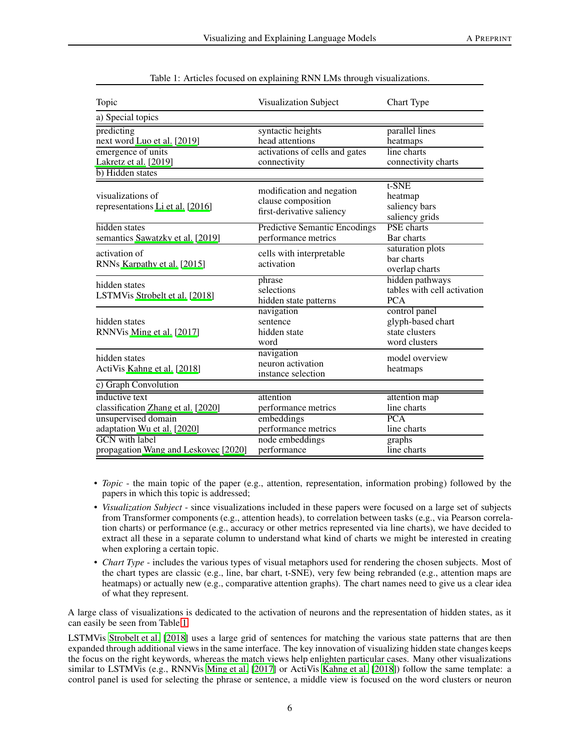Table 1: Articles focused on explaining RNN LMs through visualizations.

| Topic | Visualization Subject | Chart Type |
|---|---|---|
| a) Special topics | | |
| predicting next word Luo et al. [2019] | syntactic heights<br>head attentions | parallel lines<br>heatmaps |
| emergence of units Lakretz et al. [2019] | activations of cells and gates<br>connectivity | line charts<br>connectivity charts |
| b) Hidden states | | |
| visualizations of representations Li et al. [2016] | modification and negation<br>clause composition<br>first-derivative saliency | t-SNE<br>heatmap<br>saliency bars<br>saliency grids |
| hidden states semantics Sawatzky et al. [2019] | Predictive Semantic Encodings<br>performance metrics | PSE charts<br>Bar charts |
| activation of RNNs Karpathy et al. [2015] | cells with interpretable activation | saturation plots<br>bar charts<br>overlap charts |
| hidden states LSTMVis Strobelt et al. [2018] | phrase<br>selections<br>hidden state patterns | hidden pathways<br>tables with cell activation<br>PCA |
| hidden states RNNVis Ming et al. [2017] | navigation<br>sentence<br>hidden state<br>word | control panel<br>glyph-based chart<br>state clusters<br>word clusters |
| hidden states ActiVis Kahng et al. [2018] | navigation<br>neuron activation<br>instance selection | model overview<br>heatmaps |
| c) Graph Convolution | | |
| inductive text classification Zhang et al. [2020] | attention<br>performance metrics | attention map<br>line charts |
| unsupervised domain adaptation Wu et al. [2020] | embeddings<br>performance metrics | PCA<br>line charts |
| GCN with label propagation Wang and Leskovec [2020] | node embeddings<br>performance | graphs<br>line charts |

- *Topic* - the main topic of the paper (e.g., attention, representation, information probing) followed by the papers in which this topic is addressed;
- *Visualization Subject* - since visualizations included in these papers were focused on a large set of subjects from Transformer components (e.g., attention heads), to correlation between tasks (e.g., via Pearson correlation charts) or performance (e.g., accuracy or other metrics represented via line charts), we have decided to extract all these in a separate column to understand what kind of charts we might be interested in creating when exploring a certain topic.
- *Chart Type* - includes the various types of visual metaphors used for rendering the chosen subjects. Most of the chart types are classic (e.g., line, bar chart, t-SNE), very few being rebranded (e.g., attention maps are heatmaps) or actually new (e.g., comparative attention graphs). The chart names need to give us a clear idea of what they represent.

A large class of visualizations is dedicated to the activation of neurons and the representation of hidden states, as it can easily be seen from Table 1.

LSTMVis Strobelt et al. [2018] uses a large grid of sentences for matching the various state patterns that are then expanded through additional views in the same interface. The key innovation of visualizing hidden state changes keeps the focus on the right keywords, whereas the match views help enlighten particular cases. Many other visualizations similar to LSTMVis (e.g., RNNVis Ming et al. [2017] or ActiVis Kahng et al. [2018]) follow the same template: a control panel is used for selecting the phrase or sentence, a middle view is focused on the word clusters or neuron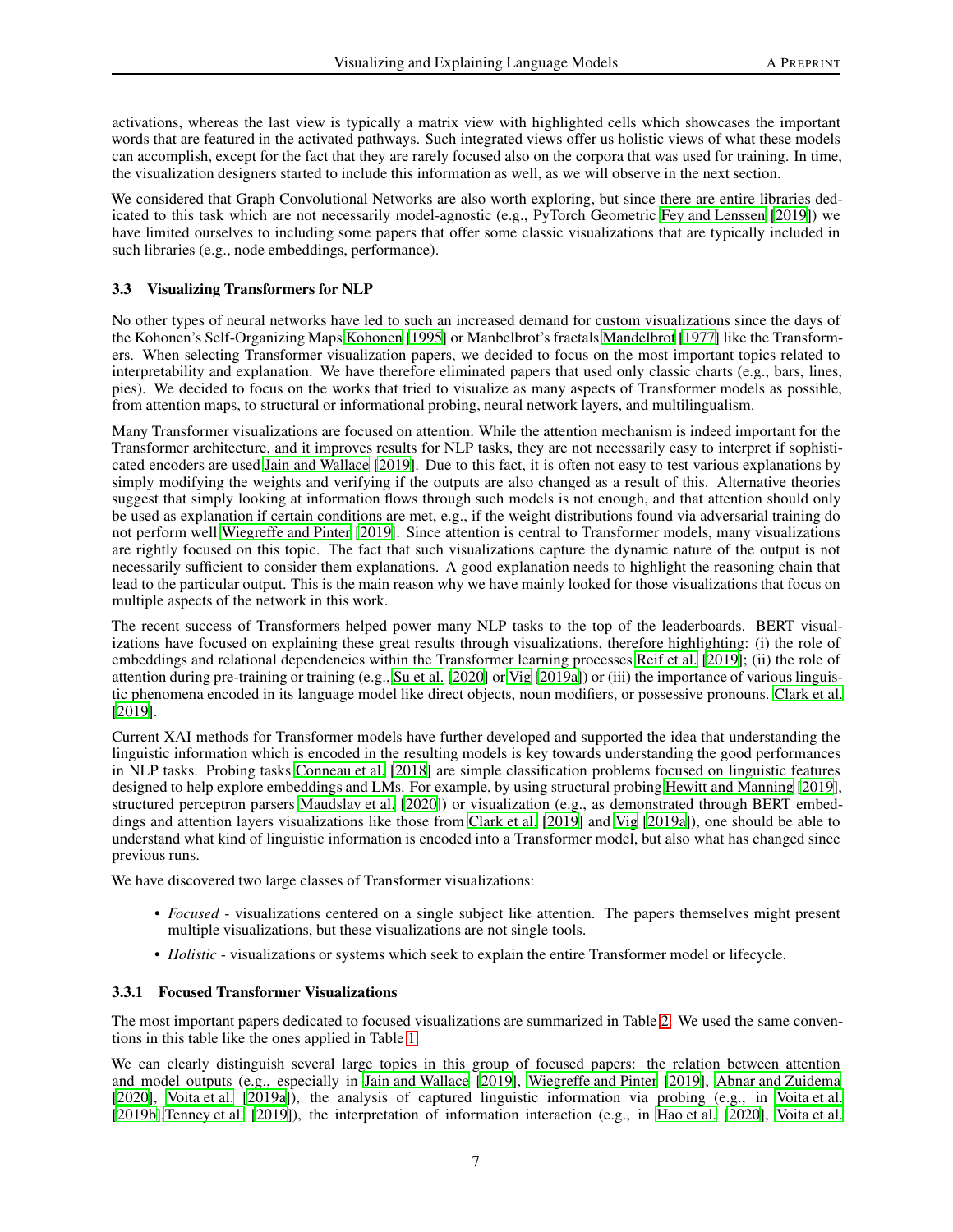activations, whereas the last view is typically a matrix view with highlighted cells which showcases the important words that are featured in the activated pathways. Such integrated views offer us holistic views of what these models can accomplish, except for the fact that they are rarely focused also on the corpora that was used for training. In time, the visualization designers started to include this information as well, as we will observe in the next section.

We considered that Graph Convolutional Networks are also worth exploring, but since there are entire libraries dedicated to this task which are not necessarily model-agnostic (e.g., PyTorch Geometric Fey and Lenssen [2019]) we have limited ourselves to including some papers that offer some classic visualizations that are typically included in such libraries (e.g., node embeddings, performance).

### 3.3 Visualizing Transformers for NLP

No other types of neural networks have led to such an increased demand for custom visualizations since the days of the Kohonen's Self-Organizing Maps Kohonen [1995] or Manbelbrot's fractals Mandelbrot [1977] like the Transformers. When selecting Transformer visualization papers, we decided to focus on the most important topics related to interpretability and explanation. We have therefore eliminated papers that used only classic charts (e.g., bars, lines, pies). We decided to focus on the works that tried to visualize as many aspects of Transformer models as possible, from attention maps, to structural or informational probing, neural network layers, and multilingualism.

Many Transformer visualizations are focused on attention. While the attention mechanism is indeed important for the Transformer architecture, and it improves results for NLP tasks, they are not necessarily easy to interpret if sophisticated encoders are used Jain and Wallace [2019]. Due to this fact, it is often not easy to test various explanations by simply modifying the weights and verifying if the outputs are also changed as a result of this. Alternative theories suggest that simply looking at information flows through such models is not enough, and that attention should only be used as explanation if certain conditions are met, e.g., if the weight distributions found via adversarial training do not perform well Wiegreffe and Pinter [2019]. Since attention is central to Transformer models, many visualizations are rightly focused on this topic. The fact that such visualizations capture the dynamic nature of the output is not necessarily sufficient to consider them explanations. A good explanation needs to highlight the reasoning chain that lead to the particular output. This is the main reason why we have mainly looked for those visualizations that focus on multiple aspects of the network in this work.

The recent success of Transformers helped power many NLP tasks to the top of the leaderboards. BERT visualizations have focused on explaining these great results through visualizations, therefore highlighting: (i) the role of embeddings and relational dependencies within the Transformer learning processes Reif et al. [2019]; (ii) the role of attention during pre-training or training (e.g., Su et al. [2020] or Vig [2019a]) or (iii) the importance of various linguistic phenomena encoded in its language model like direct objects, noun modifiers, or possessive pronouns. Clark et al. [2019].

Current XAI methods for Transformer models have further developed and supported the idea that understanding the linguistic information which is encoded in the resulting models is key towards understanding the good performances in NLP tasks. Probing tasks Conneau et al. [2018] are simple classification problems focused on linguistic features designed to help explore embeddings and LMs. For example, by using structural probing Hewitt and Manning [2019], structured perceptron parsers Maudslay et al. [2020]) or visualization (e.g., as demonstrated through BERT embeddings and attention layers visualizations like those from Clark et al. [2019] and Vig [2019a]), one should be able to understand what kind of linguistic information is encoded into a Transformer model, but also what has changed since previous runs.

We have discovered two large classes of Transformer visualizations:

- *Focused* - visualizations centered on a single subject like attention. The papers themselves might present multiple visualizations, but these visualizations are not single tools.
- *Holistic* - visualizations or systems which seek to explain the entire Transformer model or lifecycle.

#### 3.3.1 Focused Transformer Visualizations

The most important papers dedicated to focused visualizations are summarized in Table 2. We used the same conventions in this table like the ones applied in Table 1.

We can clearly distinguish several large topics in this group of focused papers: the relation between attention and model outputs (e.g., especially in Jain and Wallace [2019], Wiegreffe and Pinter [2019], Abnar and Zuidema [2020], Voita et al. [2019a]), the analysis of captured linguistic information via probing (e.g., in Voita et al. [2019b] Tenney et al. [2019]), the interpretation of information interaction (e.g., in Hao et al. [2020], Voita et al.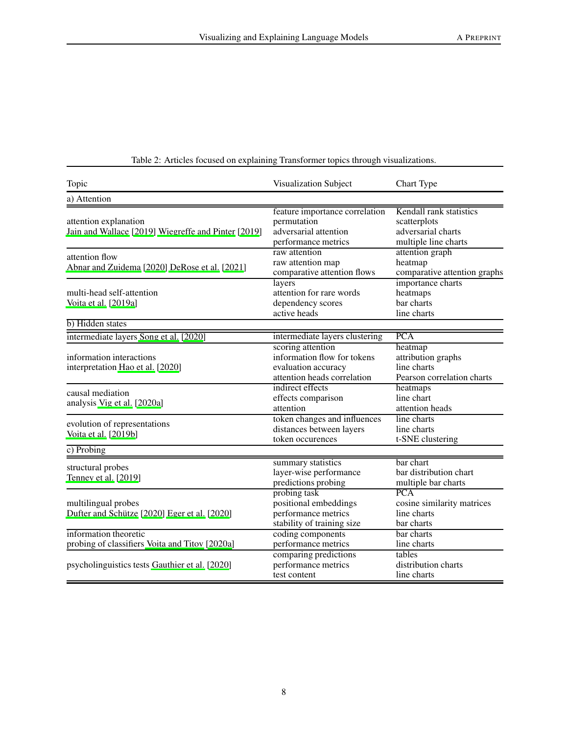Table 2: Articles focused on explaining Transformer topics through visualizations.

| Topic | Visualization Subject | Chart Type |
|---|---|---|
| a) Attention | | |
| attention explanation<br>Jain and Wallace [2019] Wiegreffe and Pinter [2019] | feature importance correlation<br>permutation<br>adversarial attention<br>performance metrics | Kendall rank statistics<br>scatterplots<br>adversarial charts<br>multiple line charts |
| attention flow<br>Abnar and Zuidema [2020] DeRose et al. [2021] | raw attention<br>raw attention map<br>comparative attention flows | attention graph<br>heatmap<br>comparative attention graphs |
| multi-head self-attention<br>Voita et al. [2019a] | layers<br>attention for rare words<br>dependency scores<br>active heads | importance charts<br>heatmaps<br>bar charts<br>line charts |
| b) Hidden states | | |
| intermediate layers Song et al. [2020] | intermediate layers clustering | PCA |
| information interactions<br>interpretation Hao et al. [2020] | scoring attention<br>information flow for tokens<br>evaluation accuracy<br>attention heads correlation | heatmap<br>attribution graphs<br>line charts<br>Pearson correlation charts |
| causal mediation<br>analysis Vig et al. [2020a] | indirect effects<br>effects comparison<br>attention | heatmaps<br>line chart<br>attention heads |
| evolution of representations<br>Voita et al. [2019b] | token changes and influences<br>distances between layers<br>token occurences | line charts<br>line charts<br>t-SNE clustering |
| c) Probing | | |
| structural probes<br>Tenney et al. [2019] | summary statistics<br>layer-wise performance<br>predictions probing | bar chart<br>bar distribution chart<br>multiple bar charts |
| multilingual probes<br>Dufter and Schütze [2020] Eger et al. [2020] | probing task<br>positional embeddings<br>performance metrics<br>stability of training size | PCA<br>cosine similarity matrices<br>line charts<br>bar charts |
| information theoretic<br>probing of classifiers Voita and Titov [2020a] | coding components<br>performance metrics | bar charts<br>line charts |
| psycholinguistics tests Gauthier et al. [2020] | comparing predictions<br>performance metrics<br>test content | tables<br>distribution charts<br>line charts |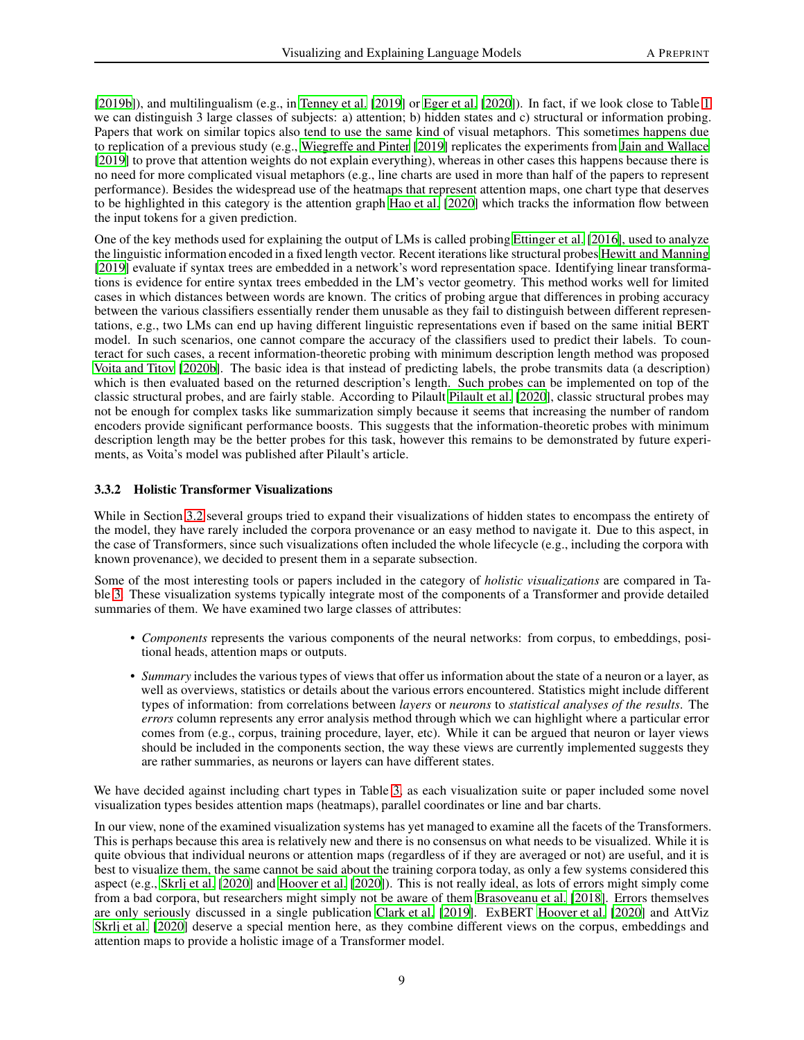[2019b]), and multilingualism (e.g., in Tenney et al. [2019] or Eger et al. [2020]). In fact, if we look close to Table 1 we can distinguish 3 large classes of subjects: a) attention; b) hidden states and c) structural or information probing. Papers that work on similar topics also tend to use the same kind of visual metaphors. This sometimes happens due to replication of a previous study (e.g., Wiegreffe and Pinter [2019] replicates the experiments from Jain and Wallace [2019] to prove that attention weights do not explain everything), whereas in other cases this happens because there is no need for more complicated visual metaphors (e.g., line charts are used in more than half of the papers to represent performance). Besides the widespread use of the heatmaps that represent attention maps, one chart type that deserves to be highlighted in this category is the attention graph Hao et al. [2020] which tracks the information flow between the input tokens for a given prediction.

One of the key methods used for explaining the output of LMs is called probing Ettinger et al. [2016], used to analyze the linguistic information encoded in a fixed length vector. Recent iterations like structural probes Hewitt and Manning [2019] evaluate if syntax trees are embedded in a network's word representation space. Identifying linear transformations is evidence for entire syntax trees embedded in the LM's vector geometry. This method works well for limited cases in which distances between words are known. The critics of probing argue that differences in probing accuracy between the various classifiers essentially render them unusable as they fail to distinguish between different representations, e.g., two LMs can end up having different linguistic representations even if based on the same initial BERT model. In such scenarios, one cannot compare the accuracy of the classifiers used to predict their labels. To counteract for such cases, a recent information-theoretic probing with minimum description length method was proposed Voita and Titov [2020b]. The basic idea is that instead of predicting labels, the probe transmits data (a description) which is then evaluated based on the returned description's length. Such probes can be implemented on top of the classic structural probes, and are fairly stable. According to Pilault Pilault et al. [2020], classic structural probes may not be enough for complex tasks like summarization simply because it seems that increasing the number of random encoders provide significant performance boosts. This suggests that the information-theoretic probes with minimum description length may be the better probes for this task, however this remains to be demonstrated by future experiments, as Voita's model was published after Pilault's article.

### 3.3.2 Holistic Transformer Visualizations

While in Section 3.2 several groups tried to expand their visualizations of hidden states to encompass the entirety of the model, they have rarely included the corpora provenance or an easy method to navigate it. Due to this aspect, in the case of Transformers, since such visualizations often included the whole lifecycle (e.g., including the corpora with known provenance), we decided to present them in a separate subsection.

Some of the most interesting tools or papers included in the category of *holistic visualizations* are compared in Table 3. These visualization systems typically integrate most of the components of a Transformer and provide detailed summaries of them. We have examined two large classes of attributes:

- *Components* represents the various components of the neural networks: from corpus, to embeddings, positional heads, attention maps or outputs.
- *Summary* includes the various types of views that offer us information about the state of a neuron or a layer, as well as overviews, statistics or details about the various errors encountered. Statistics might include different types of information: from correlations between *layers* or *neurons* to *statistical analyses of the results*. The *errors* column represents any error analysis method through which we can highlight where a particular error comes from (e.g., corpus, training procedure, layer, etc). While it can be argued that neuron or layer views should be included in the components section, the way these views are currently implemented suggests they are rather summaries, as neurons or layers can have different states.

We have decided against including chart types in Table 3, as each visualization suite or paper included some novel visualization types besides attention maps (heatmaps), parallel coordinates or line and bar charts.

In our view, none of the examined visualization systems has yet managed to examine all the facets of the Transformers. This is perhaps because this area is relatively new and there is no consensus on what needs to be visualized. While it is quite obvious that individual neurons or attention maps (regardless of if they are averaged or not) are useful, and it is best to visualize them, the same cannot be said about the training corpora today, as only a few systems considered this aspect (e.g., Skrlj et al. [2020] and Hoover et al. [2020]). This is not really ideal, as lots of errors might simply come from a bad corpora, but researchers might simply not be aware of them Brasoveanu et al. [2018]. Errors themselves are only seriously discussed in a single publication Clark et al. [2019]. ExBERT Hoover et al. [2020] and AttViz Skrlj et al. [2020] deserve a special mention here, as they combine different views on the corpus, embeddings and attention maps to provide a holistic image of a Transformer model.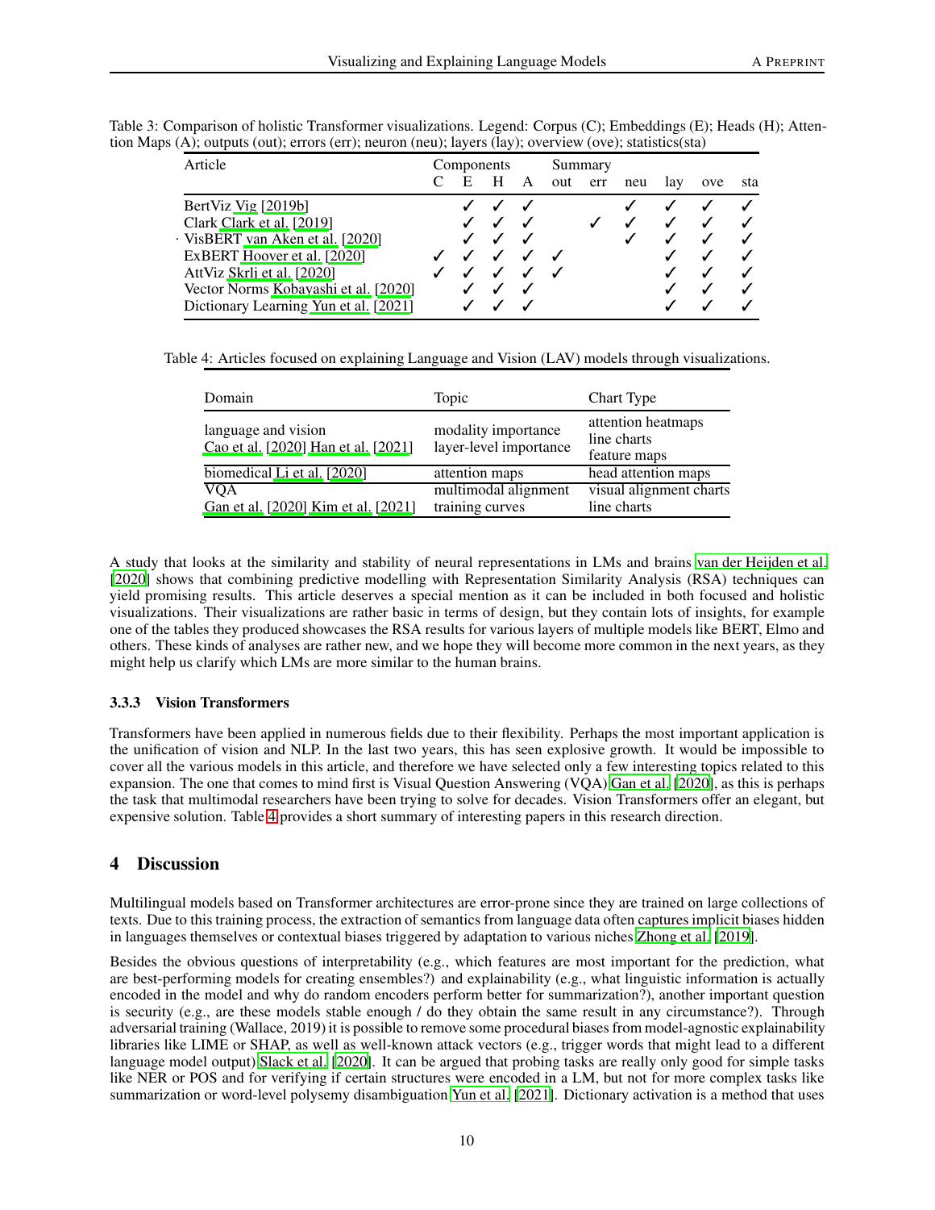Table 3: Comparison of holistic Transformer visualizations. Legend: Corpus (C); Embeddings (E); Heads (H); Attention Maps (A); outputs (out); errors (err); neuron (neu); layers (lay); overview (ove); statistics(sta)

| Article | Components | | | | Summary | | | | | |
|---|---|---|---|---|---|---|---|---|---|---|
| | C | E | H | A | out | err | neu | lay | ove | sta |
| BertViz Vig [2019b] | | ✓ | ✓ | ✓ | | | ✓ | ✓ | ✓ | ✓ |
| Clark Clark et al. [2019] | | ✓ | ✓ | ✓ | | ✓ | ✓ | ✓ | ✓ | ✓ |
| VisBERT van Aken et al. [2020] | | ✓ | ✓ | ✓ | | | ✓ | ✓ | ✓ | ✓ |
| ExBERT Hoover et al. [2020] | ✓ | ✓ | ✓ | ✓ | ✓ | | | ✓ | ✓ | ✓ |
| AttViz Skrlj et al. [2020] | ✓ | ✓ | ✓ | ✓ | ✓ | | | ✓ | ✓ | ✓ |
| Vector Norms Kobayashi et al. [2020] | | ✓ | ✓ | ✓ | | | | ✓ | ✓ | ✓ |
| Dictionary Learning Yun et al. [2021] | | ✓ | ✓ | ✓ | | | | ✓ | ✓ | ✓ |

Table 4: Articles focused on explaining Language and Vision (LAV) models through visualizations.

| Domain | Topic | Chart Type |
|---|---|---|
| language and vision Cao et al. [2020] Han et al. [2021] | modality importance layer-level importance | attention heatmaps line charts feature maps |
| biomedical Li et al. [2020] | attention maps | head attention maps |
| VQA Gan et al. [2020] Kim et al. [2021] | multimodal alignment training curves | visual alignment charts line charts |

A study that looks at the similarity and stability of neural representations in LMs and brains van der Heijden et al. [2020] shows that combining predictive modelling with Representation Similarity Analysis (RSA) techniques can yield promising results. This article deserves a special mention as it can be included in both focused and holistic visualizations. Their visualizations are rather basic in terms of design, but they contain lots of insights, for example one of the tables they produced showcases the RSA results for various layers of multiple models like BERT, Elmo and others. These kinds of analyses are rather new, and we hope they will become more common in the next years, as they might help us clarify which LMs are more similar to the human brains.

### 3.3.3 Vision Transformers

Transformers have been applied in numerous fields due to their flexibility. Perhaps the most important application is the unification of vision and NLP. In the last two years, this has seen explosive growth. It would be impossible to cover all the various models in this article, and therefore we have selected only a few interesting topics related to this expansion. The one that comes to mind first is Visual Question Answering (VQA) Gan et al. [2020], as this is perhaps the task that multimodal researchers have been trying to solve for decades. Vision Transformers offer an elegant, but expensive solution. Table 4 provides a short summary of interesting papers in this research direction.

## 4 Discussion

Multilingual models based on Transformer architectures are error-prone since they are trained on large collections of texts. Due to this training process, the extraction of semantics from language data often captures implicit biases hidden in languages themselves or contextual biases triggered by adaptation to various niches Zhong et al. [2019].

Besides the obvious questions of interpretability (e.g., which features are most important for the prediction, what are best-performing models for creating ensembles?) and explainability (e.g., what linguistic information is actually encoded in the model and why do random encoders perform better for summarization?), another important question is security (e.g., are these models stable enough / do they obtain the same result in any circumstance?). Through adversarial training (Wallace, 2019) it is possible to remove some procedural biases from model-agnostic explainability libraries like LIME or SHAP, as well as well-known attack vectors (e.g., trigger words that might lead to a different language model output) Slack et al. [2020]. It can be argued that probing tasks are really only good for simple tasks like NER or POS and for verifying if certain structures were encoded in a LM, but not for more complex tasks like summarization or word-level polysemy disambiguation Yun et al. [2021]. Dictionary activation is a method that uses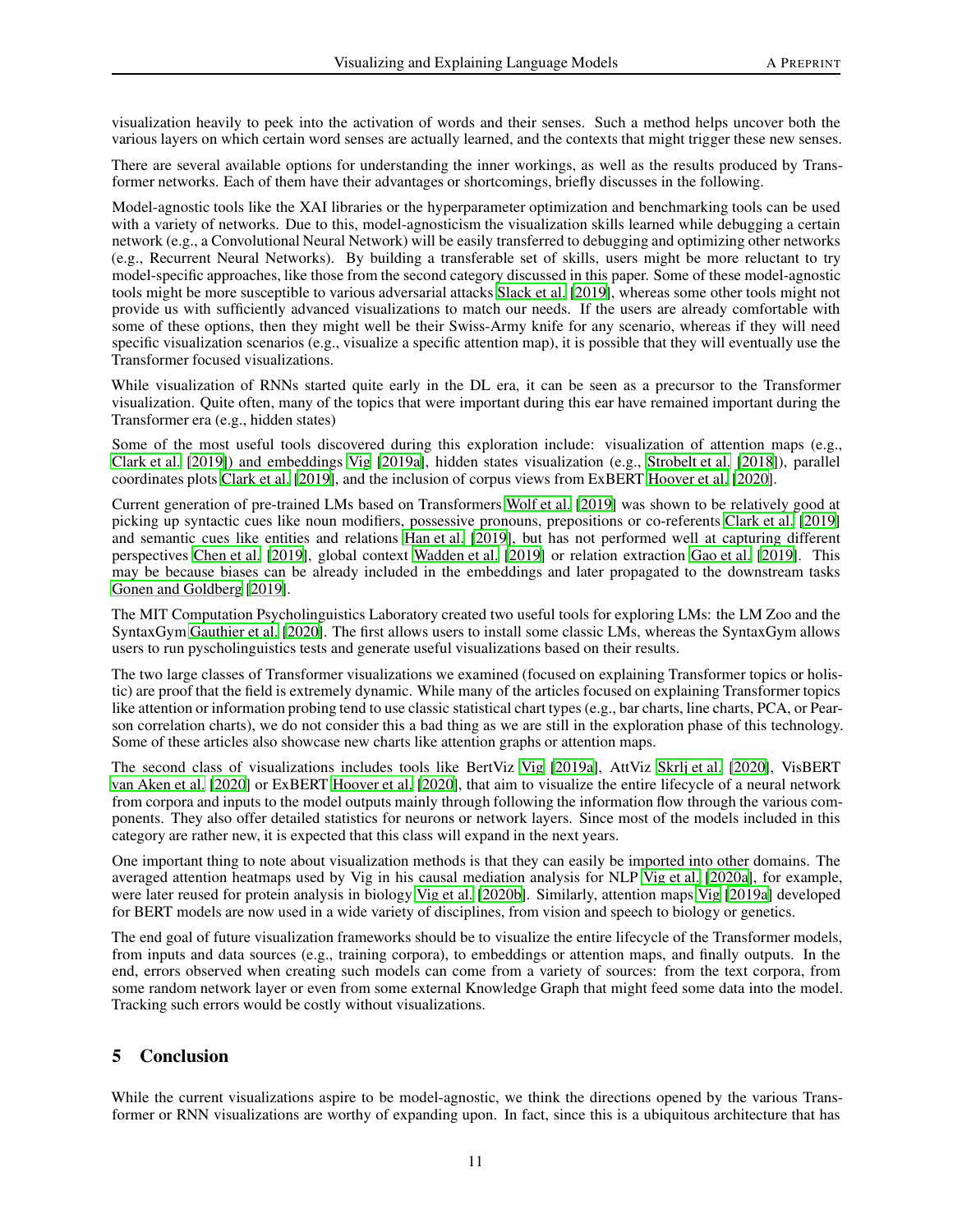visualization heavily to peek into the activation of words and their senses. Such a method helps uncover both the various layers on which certain word senses are actually learned, and the contexts that might trigger these new senses.

There are several available options for understanding the inner workings, as well as the results produced by Transformer networks. Each of them have their advantages or shortcomings, briefly discusses in the following.

Model-agnostic tools like the XAI libraries or the hyperparameter optimization and benchmarking tools can be used with a variety of networks. Due to this, model-agnosticism the visualization skills learned while debugging a certain network (e.g., a Convolutional Neural Network) will be easily transferred to debugging and optimizing other networks (e.g., Recurrent Neural Networks). By building a transferable set of skills, users might be more reluctant to try model-specific approaches, like those from the second category discussed in this paper. Some of these model-agnostic tools might be more susceptible to various adversarial attacks Slack et al. [2019], whereas some other tools might not provide us with sufficiently advanced visualizations to match our needs. If the users are already comfortable with some of these options, then they might well be their Swiss-Army knife for any scenario, whereas if they will need specific visualization scenarios (e.g., visualize a specific attention map), it is possible that they will eventually use the Transformer focused visualizations.

While visualization of RNNs started quite early in the DL era, it can be seen as a precursor to the Transformer visualization. Quite often, many of the topics that were important during this ear have remained important during the Transformer era (e.g., hidden states)

Some of the most useful tools discovered during this exploration include: visualization of attention maps (e.g., Clark et al. [2019]) and embeddings Vig [2019a], hidden states visualization (e.g., Strobelt et al. [2018]), parallel coordinates plots Clark et al. [2019], and the inclusion of corpus views from ExBERT Hoover et al. [2020].

Current generation of pre-trained LMs based on Transformers Wolf et al. [2019] was shown to be relatively good at picking up syntactic cues like noun modifiers, possessive pronouns, prepositions or co-referents Clark et al. [2019] and semantic cues like entities and relations Han et al. [2019], but has not performed well at capturing different perspectives Chen et al. [2019], global context Wadden et al. [2019] or relation extraction Gao et al. [2019]. This may be because biases can be already included in the embeddings and later propagated to the downstream tasks Gonen and Goldberg [2019].

The MIT Computation Psycholinguistics Laboratory created two useful tools for exploring LMs: the LM Zoo and the SyntaxGym Gauthier et al. [2020]. The first allows users to install some classic LMs, whereas the SyntaxGym allows users to run pyscholinguistics tests and generate useful visualizations based on their results.

The two large classes of Transformer visualizations we examined (focused on explaining Transformer topics or holistic) are proof that the field is extremely dynamic. While many of the articles focused on explaining Transformer topics like attention or information probing tend to use classic statistical chart types (e.g., bar charts, line charts, PCA, or Pearson correlation charts), we do not consider this a bad thing as we are still in the exploration phase of this technology. Some of these articles also showcase new charts like attention graphs or attention maps.

The second class of visualizations includes tools like BertViz Vig [2019a], AttViz Skrlj et al. [2020], VisBERT van Aken et al. [2020] or ExBERT Hoover et al. [2020], that aim to visualize the entire lifecycle of a neural network from corpora and inputs to the model outputs mainly through following the information flow through the various components. They also offer detailed statistics for neurons or network layers. Since most of the models included in this category are rather new, it is expected that this class will expand in the next years.

One important thing to note about visualization methods is that they can easily be imported into other domains. The averaged attention heatmaps used by Vig in his causal mediation analysis for NLP Vig et al. [2020a], for example, were later reused for protein analysis in biology Vig et al. [2020b]. Similarly, attention maps Vig [2019a] developed for BERT models are now used in a wide variety of disciplines, from vision and speech to biology or genetics.

The end goal of future visualization frameworks should be to visualize the entire lifecycle of the Transformer models, from inputs and data sources (e.g., training corpora), to embeddings or attention maps, and finally outputs. In the end, errors observed when creating such models can come from a variety of sources: from the text corpora, from some random network layer or even from some external Knowledge Graph that might feed some data into the model. Tracking such errors would be costly without visualizations.

## 5 Conclusion

While the current visualizations aspire to be model-agnostic, we think the directions opened by the various Transformer or RNN visualizations are worthy of expanding upon. In fact, since this is a ubiquitous architecture that has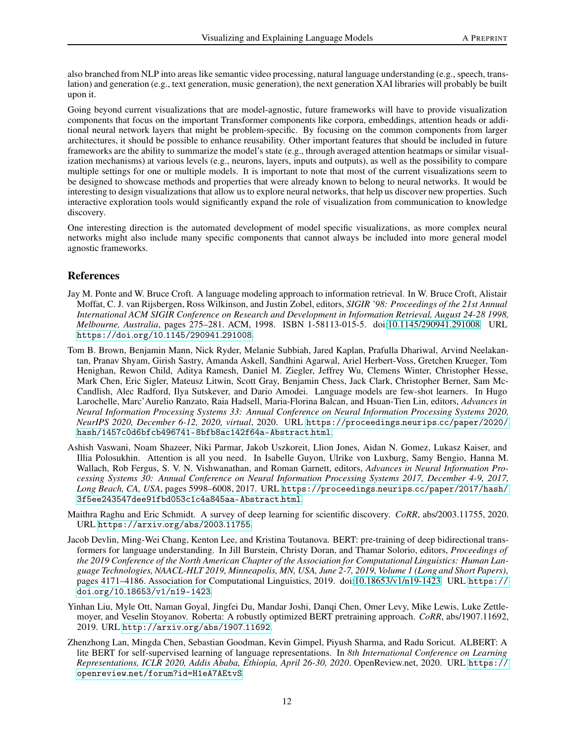also branched from NLP into areas like semantic video processing, natural language understanding (e.g., speech, translation) and generation (e.g., text generation, music generation), the next generation XAI libraries will probably be built upon it.

Going beyond current visualizations that are model-agnostic, future frameworks will have to provide visualization components that focus on the important Transformer components like corpora, embeddings, attention heads or additional neural network layers that might be problem-specific. By focusing on the common components from larger architectures, it should be possible to enhance reusability. Other important features that should be included in future frameworks are the ability to summarize the model's state (e.g., through averaged attention heatmaps or similar visualization mechanisms) at various levels (e.g., neurons, layers, inputs and outputs), as well as the possibility to compare multiple settings for one or multiple models. It is important to note that most of the current visualizations seem to be designed to showcase methods and properties that were already known to belong to neural networks. It would be interesting to design visualizations that allow us to explore neural networks, that help us discover new properties. Such interactive exploration tools would significantly expand the role of visualization from communication to knowledge discovery.

One interesting direction is the automated development of model specific visualizations, as more complex neural networks might also include many specific components that cannot always be included into more general model agnostic frameworks.

## References

Jay M. Ponte and W. Bruce Croft. A language modeling approach to information retrieval. In W. Bruce Croft, Alistair Moffat, C. J. van Rijsbergen, Ross Wilkinson, and Justin Zobel, editors, *SIGIR '98: Proceedings of the 21st Annual International ACM SIGIR Conference on Research and Development in Information Retrieval, August 24-28 1998, Melbourne, Australia*, pages 275–281. ACM, 1998. ISBN 1-58113-015-5. doi:10.1145/290941.291008. URL https://doi.org/10.1145/290941.291008.

Tom B. Brown, Benjamin Mann, Nick Ryder, Melanie Subbiah, Jared Kaplan, Prafulla Dhariwal, Arvind Neelakantan, Pranav Shyam, Girish Sastry, Amanda Askell, Sandhini Agarwal, Ariel Herbert-Voss, Gretchen Krueger, Tom Henighan, Rewon Child, Aditya Ramesh, Daniel M. Ziegler, Jeffrey Wu, Clemens Winter, Christopher Hesse, Mark Chen, Eric Sigler, Mateusz Litwin, Scott Gray, Benjamin Chess, Jack Clark, Christopher Berner, Sam McCandlish, Alec Radford, Ilya Sutskever, and Dario Amodei. Language models are few-shot learners. In Hugo Larochelle, Marc'Aurelio Ranzato, Raia Hadsell, Maria-Florina Balcan, and Hsuan-Tien Lin, editors, *Advances in Neural Information Processing Systems 33: Annual Conference on Neural Information Processing Systems 2020, NeurIPS 2020, December 6-12, 2020, virtual*, 2020. URL https://proceedings.neurips.cc/paper/2020/hash/1457c0d6bfcb496741-8bfb8ac142f64a-Abstract.html.

Ashish Vaswani, Noam Shazeer, Niki Parmar, Jakob Uszkoreit, Llion Jones, Aidan N. Gomez, Lukasz Kaiser, and Illia Polosukhin. Attention is all you need. In Isabelle Guyon, Ulrike von Luxburg, Samy Bengio, Hanna M. Wallach, Rob Fergus, S. V. N. Vishwanathan, and Roman Garnett, editors, *Advances in Neural Information Processing Systems 30: Annual Conference on Neural Information Processing Systems 2017, December 4-9, 2017, Long Beach, CA, USA*, pages 5998–6008, 2017. URL https://proceedings.neurips.cc/paper/2017/hash/3f5ee243547dee91fbd053c1c4a845aa-Abstract.html.

Maithra Raghu and Eric Schmidt. A survey of deep learning for scientific discovery. *CoRR*, abs/2003.11755, 2020. URL https://arxiv.org/abs/2003.11755.

Jacob Devlin, Ming-Wei Chang, Kenton Lee, and Kristina Toutanova. BERT: pre-training of deep bidirectional transformers for language understanding. In Jill Burstein, Christy Doran, and Thamar Solorio, editors, *Proceedings of the 2019 Conference of the North American Chapter of the Association for Computational Linguistics: Human Language Technologies, NAACL-HLT 2019, Minneapolis, MN, USA, June 2-7, 2019, Volume 1 (Long and Short Papers)*, pages 4171–4186. Association for Computational Linguistics, 2019. doi:10.18653/v1/n19-1423. URL https://doi.org/10.18653/v1/n19-1423.

Yinhan Liu, Myle Ott, Naman Goyal, Jingfei Du, Mandar Joshi, Danqi Chen, Omer Levy, Mike Lewis, Luke Zettlemoyer, and Veselin Stoyanov. Roberta: A robustly optimized BERT pretraining approach. *CoRR*, abs/1907.11692, 2019. URL http://arxiv.org/abs/1907.11692.

Zhenzhong Lan, Mingda Chen, Sebastian Goodman, Kevin Gimpel, Piyush Sharma, and Radu Soricut. ALBERT: A lite BERT for self-supervised learning of language representations. In *8th International Conference on Learning Representations, ICLR 2020, Addis Ababa, Ethiopia, April 26-30, 2020*. OpenReview.net, 2020. URL https://openreview.net/forum?id=H1eA7AEtvS.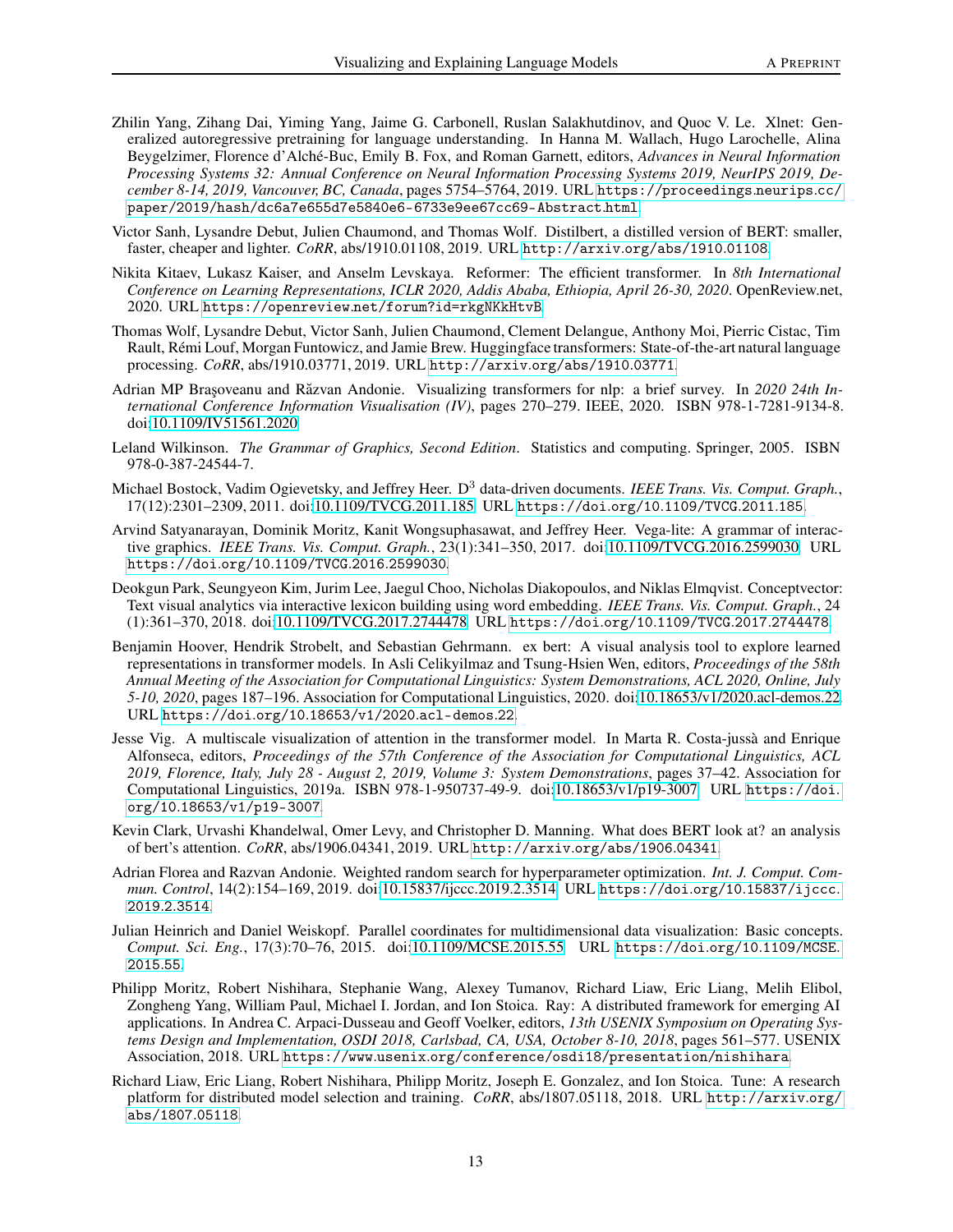Zhilin Yang, Zihang Dai, Yiming Yang, Jaime G. Carbonell, Ruslan Salakhutdinov, and Quoc V. Le. Xlnet: Generalized autoregressive pretraining for language understanding. In Hanna M. Wallach, Hugo Larochelle, Alina Beygelzimer, Florence d'Alché-Buc, Emily B. Fox, and Roman Garnett, editors, *Advances in Neural Information Processing Systems 32: Annual Conference on Neural Information Processing Systems 2019, NeurIPS 2019, December 8-14, 2019, Vancouver, BC, Canada*, pages 5754–5764, 2019. URL https://proceedings.neurips.cc/paper/2019/hash/dc6a7e655d7e5840e6-6733e9ee67cc69-Abstract.html.

Victor Sanh, Lysandre Debut, Julien Chaumond, and Thomas Wolf. Distilbert, a distilled version of BERT: smaller, faster, cheaper and lighter. *CoRR*, abs/1910.01108, 2019. URL http://arxiv.org/abs/1910.01108.

Nikita Kitaev, Lukasz Kaiser, and Anselm Levskaya. Reformer: The efficient transformer. In *8th International Conference on Learning Representations, ICLR 2020, Addis Ababa, Ethiopia, April 26-30, 2020*. OpenReview.net, 2020. URL https://openreview.net/forum?id=rkgNKkHtvB.

Thomas Wolf, Lysandre Debut, Victor Sanh, Julien Chaumond, Clement Delangue, Anthony Moi, Pierric Cistac, Tim Rault, Rémi Louf, Morgan Funtowicz, and Jamie Brew. Huggingface transformers: State-of-the-art natural language processing. *CoRR*, abs/1910.03771, 2019. URL http://arxiv.org/abs/1910.03771.

Adrian MP Braşoveanu and Răzvan Andonie. Visualizing transformers for nlp: a brief survey. In *2020 24th International Conference Information Visualisation (IV)*, pages 270–279. IEEE, 2020. ISBN 978-1-7281-9134-8. doi:10.1109/IV51561.2020.

Leland Wilkinson. *The Grammar of Graphics, Second Edition*. Statistics and computing. Springer, 2005. ISBN 978-0-387-24544-7.

Michael Bostock, Vadim Ogievetsky, and Jeffrey Heer. D$^3$ data-driven documents. *IEEE Trans. Vis. Comput. Graph.*, 17(12):2301–2309, 2011. doi:10.1109/TVCG.2011.185. URL https://doi.org/10.1109/TVCG.2011.185.

Arvind Satyanarayan, Dominik Moritz, Kanit Wongsuphasawat, and Jeffrey Heer. Vega-lite: A grammar of interactive graphics. *IEEE Trans. Vis. Comput. Graph.*, 23(1):341–350, 2017. doi:10.1109/TVCG.2016.2599030. URL https://doi.org/10.1109/TVCG.2016.2599030.

Deokgun Park, Seungyeon Kim, Jurim Lee, Jaegul Choo, Nicholas Diakopoulos, and Niklas Elmqvist. Conceptvector: Text visual analytics via interactive lexicon building using word embedding. *IEEE Trans. Vis. Comput. Graph.*, 24 (1):361–370, 2018. doi:10.1109/TVCG.2017.2744478. URL https://doi.org/10.1109/TVCG.2017.2744478.

Benjamin Hoover, Hendrik Strobelt, and Sebastian Gehrmann. ex bert: A visual analysis tool to explore learned representations in transformer models. In Asli Celikyilmaz and Tsung-Hsien Wen, editors, *Proceedings of the 58th Annual Meeting of the Association for Computational Linguistics: System Demonstrations, ACL 2020, Online, July 5-10, 2020*, pages 187–196. Association for Computational Linguistics, 2020. doi:10.18653/v1/2020.acl-demos.22. URL https://doi.org/10.18653/v1/2020.acl-demos.22.

Jesse Vig. A multiscale visualization of attention in the transformer model. In Marta R. Costa-jussà and Enrique Alfonseca, editors, *Proceedings of the 57th Conference of the Association for Computational Linguistics, ACL 2019, Florence, Italy, July 28 - August 2, 2019, Volume 3: System Demonstrations*, pages 37–42. Association for Computational Linguistics, 2019a. ISBN 978-1-950737-49-9. doi:10.18653/v1/p19-3007. URL https://doi.org/10.18653/v1/p19-3007.

Kevin Clark, Urvashi Khandelwal, Omer Levy, and Christopher D. Manning. What does BERT look at? an analysis of bert's attention. *CoRR*, abs/1906.04341, 2019. URL http://arxiv.org/abs/1906.04341.

Adrian Florea and Razvan Andonie. Weighted random search for hyperparameter optimization. *Int. J. Comput. Commun. Control*, 14(2):154–169, 2019. doi:10.15837/ijccc.2019.2.3514. URL https://doi.org/10.15837/ijccc.2019.2.3514.

Julian Heinrich and Daniel Weiskopf. Parallel coordinates for multidimensional data visualization: Basic concepts. *Comput. Sci. Eng.*, 17(3):70–76, 2015. doi:10.1109/MCSE.2015.55. URL https://doi.org/10.1109/MCSE.2015.55.

Philipp Moritz, Robert Nishihara, Stephanie Wang, Alexey Tumanov, Richard Liaw, Eric Liang, Melih Elibol, Zongheng Yang, William Paul, Michael I. Jordan, and Ion Stoica. Ray: A distributed framework for emerging AI applications. In Andrea C. Arpaci-Dusseau and Geoff Voelker, editors, *13th USENIX Symposium on Operating Systems Design and Implementation, OSDI 2018, Carlsbad, CA, USA, October 8-10, 2018*, pages 561–577. USENIX Association, 2018. URL https://www.usenix.org/conference/osdi18/presentation/nishihara.

Richard Liaw, Eric Liang, Robert Nishihara, Philipp Moritz, Joseph E. Gonzalez, and Ion Stoica. Tune: A research platform for distributed model selection and training. *CoRR*, abs/1807.05118, 2018. URL http://arxiv.org/abs/1807.05118.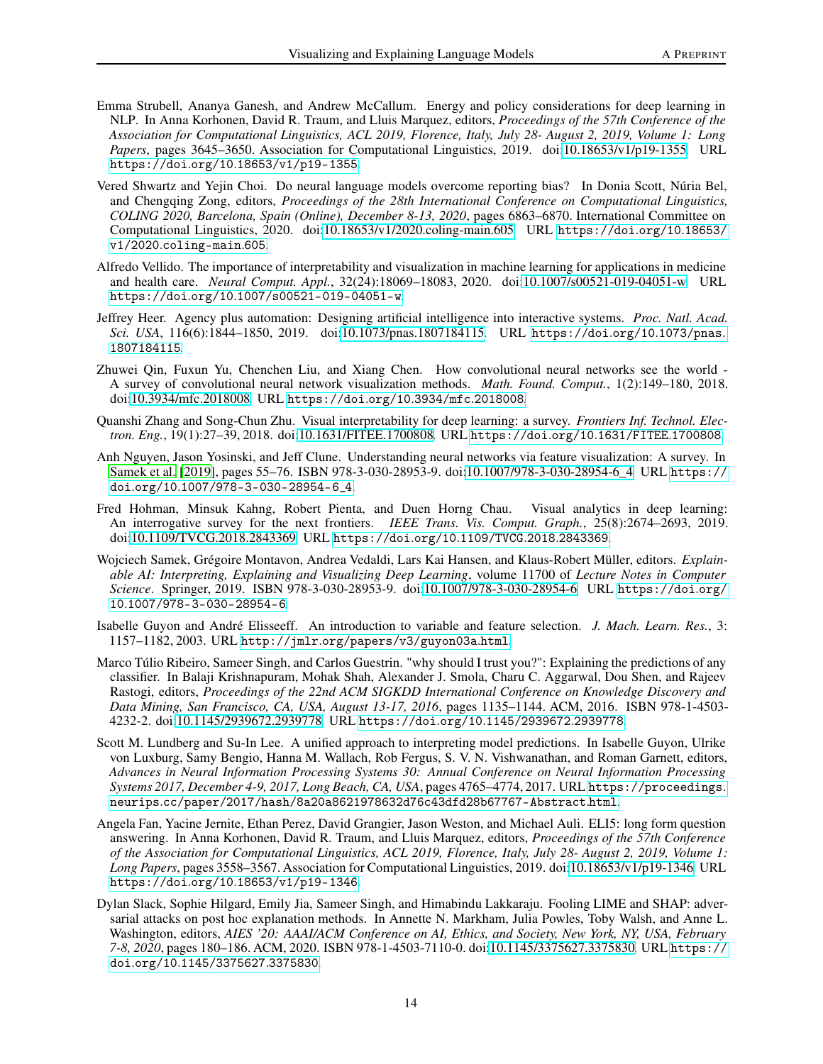Emma Strubell, Ananya Ganesh, and Andrew McCallum. Energy and policy considerations for deep learning in NLP. In Anna Korhonen, David R. Traum, and Lluis Marquez, editors, *Proceedings of the 57th Conference of the Association for Computational Linguistics, ACL 2019, Florence, Italy, July 28- August 2, 2019, Volume 1: Long Papers*, pages 3645–3650. Association for Computational Linguistics, 2019. doi:10.18653/v1/p19-1355. URL `https://doi.org/10.18653/v1/p19-1355`.

Vered Shwartz and Yejin Choi. Do neural language models overcome reporting bias? In Donia Scott, Núria Bel, and Chengqing Zong, editors, *Proceedings of the 28th International Conference on Computational Linguistics, COLING 2020, Barcelona, Spain (Online), December 8-13, 2020*, pages 6863–6870. International Committee on Computational Linguistics, 2020. doi:10.18653/v1/2020.coling-main.605. URL `https://doi.org/10.18653/v1/2020.coling-main.605`.

Alfredo Vellido. The importance of interpretability and visualization in machine learning for applications in medicine and health care. *Neural Comput. Appl.*, 32(24):18069–18083, 2020. doi:10.1007/s00521-019-04051-w. URL `https://doi.org/10.1007/s00521-019-04051-w`.

Jeffrey Heer. Agency plus automation: Designing artificial intelligence into interactive systems. *Proc. Natl. Acad. Sci. USA*, 116(6):1844–1850, 2019. doi:10.1073/pnas.1807184115. URL `https://doi.org/10.1073/pnas.1807184115`.

Zhuwei Qin, Fuxun Yu, Chenchen Liu, and Xiang Chen. How convolutional neural networks see the world - A survey of convolutional neural network visualization methods. *Math. Found. Comput.*, 1(2):149–180, 2018. doi:10.3934/mfc.2018008. URL `https://doi.org/10.3934/mfc.2018008`.

Quanshi Zhang and Song-Chun Zhu. Visual interpretability for deep learning: a survey. *Frontiers Inf. Technol. Electron. Eng.*, 19(1):27–39, 2018. doi:10.1631/FITEE.1700808. URL `https://doi.org/10.1631/FITEE.1700808`.

Anh Nguyen, Jason Yosinski, and Jeff Clune. Understanding neural networks via feature visualization: A survey. In Samek et al. [2019], pages 55–76. ISBN 978-3-030-28953-9. doi:10.1007/978-3-030-28954-6_4. URL `https://doi.org/10.1007/978-3-030-28954-6_4`.

Fred Hohman, Minsuk Kahng, Robert Pienta, and Duen Horng Chau. Visual analytics in deep learning: An interrogative survey for the next frontiers. *IEEE Trans. Vis. Comput. Graph.*, 25(8):2674–2693, 2019. doi:10.1109/TVCG.2018.2843369. URL `https://doi.org/10.1109/TVCG.2018.2843369`.

Wojciech Samek, Grégoire Montavon, Andrea Vedaldi, Lars Kai Hansen, and Klaus-Robert Müller, editors. *Explainable AI: Interpreting, Explaining and Visualizing Deep Learning*, volume 11700 of *Lecture Notes in Computer Science*. Springer, 2019. ISBN 978-3-030-28953-9. doi:10.1007/978-3-030-28954-6. URL `https://doi.org/10.1007/978-3-030-28954-6`.

Isabelle Guyon and André Elisseeff. An introduction to variable and feature selection. *J. Mach. Learn. Res.*, 3: 1157–1182, 2003. URL `http://jmlr.org/papers/v3/guyon03a.html`.

Marco Túlio Ribeiro, Sameer Singh, and Carlos Guestrin. "why should I trust you?": Explaining the predictions of any classifier. In Balaji Krishnapuram, Mohak Shah, Alexander J. Smola, Charu C. Aggarwal, Dou Shen, and Rajeev Rastogi, editors, *Proceedings of the 22nd ACM SIGKDD International Conference on Knowledge Discovery and Data Mining, San Francisco, CA, USA, August 13-17, 2016*, pages 1135–1144. ACM, 2016. ISBN 978-1-4503-4232-2. doi:10.1145/2939672.2939778. URL `https://doi.org/10.1145/2939672.2939778`.

Scott M. Lundberg and Su-In Lee. A unified approach to interpreting model predictions. In Isabelle Guyon, Ulrike von Luxburg, Samy Bengio, Hanna M. Wallach, Rob Fergus, S. V. N. Vishwanathan, and Roman Garnett, editors, *Advances in Neural Information Processing Systems 30: Annual Conference on Neural Information Processing Systems 2017, December 4-9, 2017, Long Beach, CA, USA*, pages 4765–4774, 2017. URL `https://proceedings.neurips.cc/paper/2017/hash/8a20a8621978632d76c43dfd28b67767-Abstract.html`.

Angela Fan, Yacine Jernite, Ethan Perez, David Grangier, Jason Weston, and Michael Auli. ELI5: long form question answering. In Anna Korhonen, David R. Traum, and Lluis Marquez, editors, *Proceedings of the 57th Conference of the Association for Computational Linguistics, ACL 2019, Florence, Italy, July 28- August 2, 2019, Volume 1: Long Papers*, pages 3558–3567. Association for Computational Linguistics, 2019. doi:10.18653/v1/p19-1346. URL `https://doi.org/10.18653/v1/p19-1346`.

Dylan Slack, Sophie Hilgard, Emily Jia, Sameer Singh, and Himabindu Lakkaraju. Fooling LIME and SHAP: adversarial attacks on post hoc explanation methods. In Annette N. Markham, Julia Powles, Toby Walsh, and Anne L. Washington, editors, *AIES '20: AAAI/ACM Conference on AI, Ethics, and Society, New York, NY, USA, February 7-8, 2020*, pages 180–186. ACM, 2020. ISBN 978-1-4503-7110-0. doi:10.1145/3375627.3375830. URL `https://doi.org/10.1145/3375627.3375830`.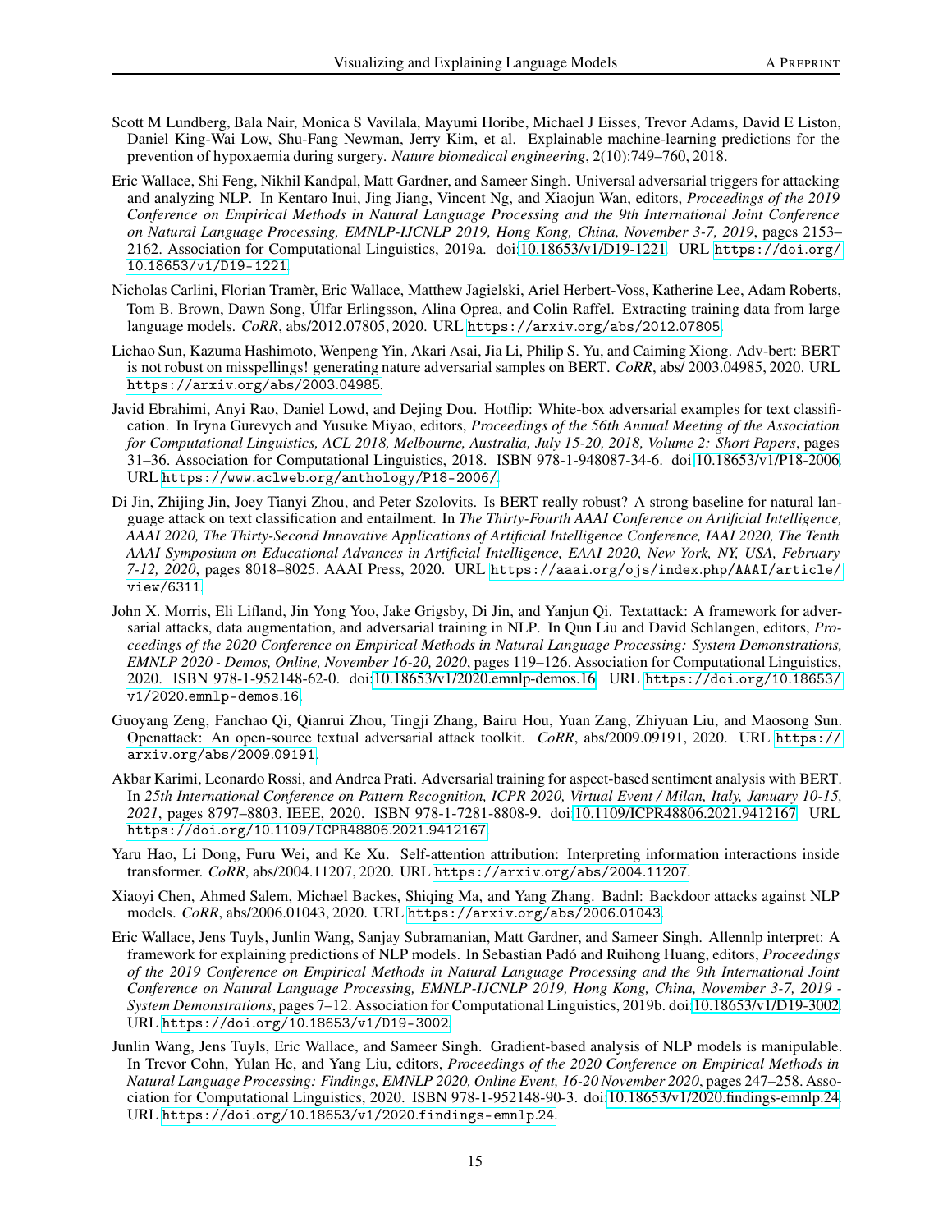Scott M Lundberg, Bala Nair, Monica S Vavilala, Mayumi Horibe, Michael J Eisses, Trevor Adams, David E Liston, Daniel King-Wai Low, Shu-Fang Newman, Jerry Kim, et al. Explainable machine-learning predictions for the prevention of hypoxaemia during surgery. *Nature biomedical engineering*, 2(10):749–760, 2018.

Eric Wallace, Shi Feng, Nikhil Kandpal, Matt Gardner, and Sameer Singh. Universal adversarial triggers for attacking and analyzing NLP. In Kentaro Inui, Jing Jiang, Vincent Ng, and Xiaojun Wan, editors, *Proceedings of the 2019 Conference on Empirical Methods in Natural Language Processing and the 9th International Joint Conference on Natural Language Processing, EMNLP-IJCNLP 2019, Hong Kong, China, November 3-7, 2019*, pages 2153–2162. Association for Computational Linguistics, 2019a. doi:10.18653/v1/D19-1221. URL `https://doi.org/10.18653/v1/D19-1221`.

Nicholas Carlini, Florian Tramèr, Eric Wallace, Matthew Jagielski, Ariel Herbert-Voss, Katherine Lee, Adam Roberts, Tom B. Brown, Dawn Song, Úlfar Erlingsson, Alina Oprea, and Colin Raffel. Extracting training data from large language models. *CoRR*, abs/2012.07805, 2020. URL `https://arxiv.org/abs/2012.07805`.

Lichao Sun, Kazuma Hashimoto, Wenpeng Yin, Akari Asai, Jia Li, Philip S. Yu, and Caiming Xiong. Adv-bert: BERT is not robust on misspellings! generating nature adversarial samples on BERT. *CoRR*, abs/ 2003.04985, 2020. URL `https://arxiv.org/abs/2003.04985`.

Javid Ebrahimi, Anyi Rao, Daniel Lowd, and Dejing Dou. Hotflip: White-box adversarial examples for text classification. In Iryna Gurevych and Yusuke Miyao, editors, *Proceedings of the 56th Annual Meeting of the Association for Computational Linguistics, ACL 2018, Melbourne, Australia, July 15-20, 2018, Volume 2: Short Papers*, pages 31–36. Association for Computational Linguistics, 2018. ISBN 978-1-948087-34-6. doi:10.18653/v1/P18-2006. URL `https://www.aclweb.org/anthology/P18-2006/`.

Di Jin, Zhijing Jin, Joey Tianyi Zhou, and Peter Szolovits. Is BERT really robust? A strong baseline for natural language attack on text classification and entailment. In *The Thirty-Fourth AAAI Conference on Artificial Intelligence, AAAI 2020, The Thirty-Second Innovative Applications of Artificial Intelligence Conference, IAAI 2020, The Tenth AAAI Symposium on Educational Advances in Artificial Intelligence, EAAI 2020, New York, NY, USA, February 7-12, 2020*, pages 8018–8025. AAAI Press, 2020. URL `https://aaai.org/ojs/index.php/AAAI/article/view/6311`.

John X. Morris, Eli Lifland, Jin Yong Yoo, Jake Grigsby, Di Jin, and Yanjun Qi. Textattack: A framework for adversarial attacks, data augmentation, and adversarial training in NLP. In Qun Liu and David Schlangen, editors, *Proceedings of the 2020 Conference on Empirical Methods in Natural Language Processing: System Demonstrations, EMNLP 2020 - Demos, Online, November 16-20, 2020*, pages 119–126. Association for Computational Linguistics, 2020. ISBN 978-1-952148-62-0. doi:10.18653/v1/2020.emnlp-demos.16. URL `https://doi.org/10.18653/v1/2020.emnlp-demos.16`.

Guoyang Zeng, Fanchao Qi, Qianrui Zhou, Tingji Zhang, Bairu Hou, Yuan Zang, Zhiyuan Liu, and Maosong Sun. Openattack: An open-source textual adversarial attack toolkit. *CoRR*, abs/2009.09191, 2020. URL `https://arxiv.org/abs/2009.09191`.

Akbar Karimi, Leonardo Rossi, and Andrea Prati. Adversarial training for aspect-based sentiment analysis with BERT. In *25th International Conference on Pattern Recognition, ICPR 2020, Virtual Event / Milan, Italy, January 10-15, 2021*, pages 8797–8803. IEEE, 2020. ISBN 978-1-7281-8808-9. doi:10.1109/ICPR48806.2021.9412167. URL `https://doi.org/10.1109/ICPR48806.2021.9412167`.

Yaru Hao, Li Dong, Furu Wei, and Ke Xu. Self-attention attribution: Interpreting information interactions inside transformer. *CoRR*, abs/2004.11207, 2020. URL `https://arxiv.org/abs/2004.11207`.

Xiaoyi Chen, Ahmed Salem, Michael Backes, Shiqing Ma, and Yang Zhang. Badnl: Backdoor attacks against NLP models. *CoRR*, abs/2006.01043, 2020. URL `https://arxiv.org/abs/2006.01043`.

Eric Wallace, Jens Tuyls, Junlin Wang, Sanjay Subramanian, Matt Gardner, and Sameer Singh. Allennlp interpret: A framework for explaining predictions of NLP models. In Sebastian Padó and Ruihong Huang, editors, *Proceedings of the 2019 Conference on Empirical Methods in Natural Language Processing and the 9th International Joint Conference on Natural Language Processing, EMNLP-IJCNLP 2019, Hong Kong, China, November 3-7, 2019 - System Demonstrations*, pages 7–12. Association for Computational Linguistics, 2019b. doi:10.18653/v1/D19-3002. URL `https://doi.org/10.18653/v1/D19-3002`.

Junlin Wang, Jens Tuyls, Eric Wallace, and Sameer Singh. Gradient-based analysis of NLP models is manipulable. In Trevor Cohn, Yulan He, and Yang Liu, editors, *Proceedings of the 2020 Conference on Empirical Methods in Natural Language Processing: Findings, EMNLP 2020, Online Event, 16-20 November 2020*, pages 247–258. Association for Computational Linguistics, 2020. ISBN 978-1-952148-90-3. doi:10.18653/v1/2020.findings-emnlp.24. URL `https://doi.org/10.18653/v1/2020.findings-emnlp.24`.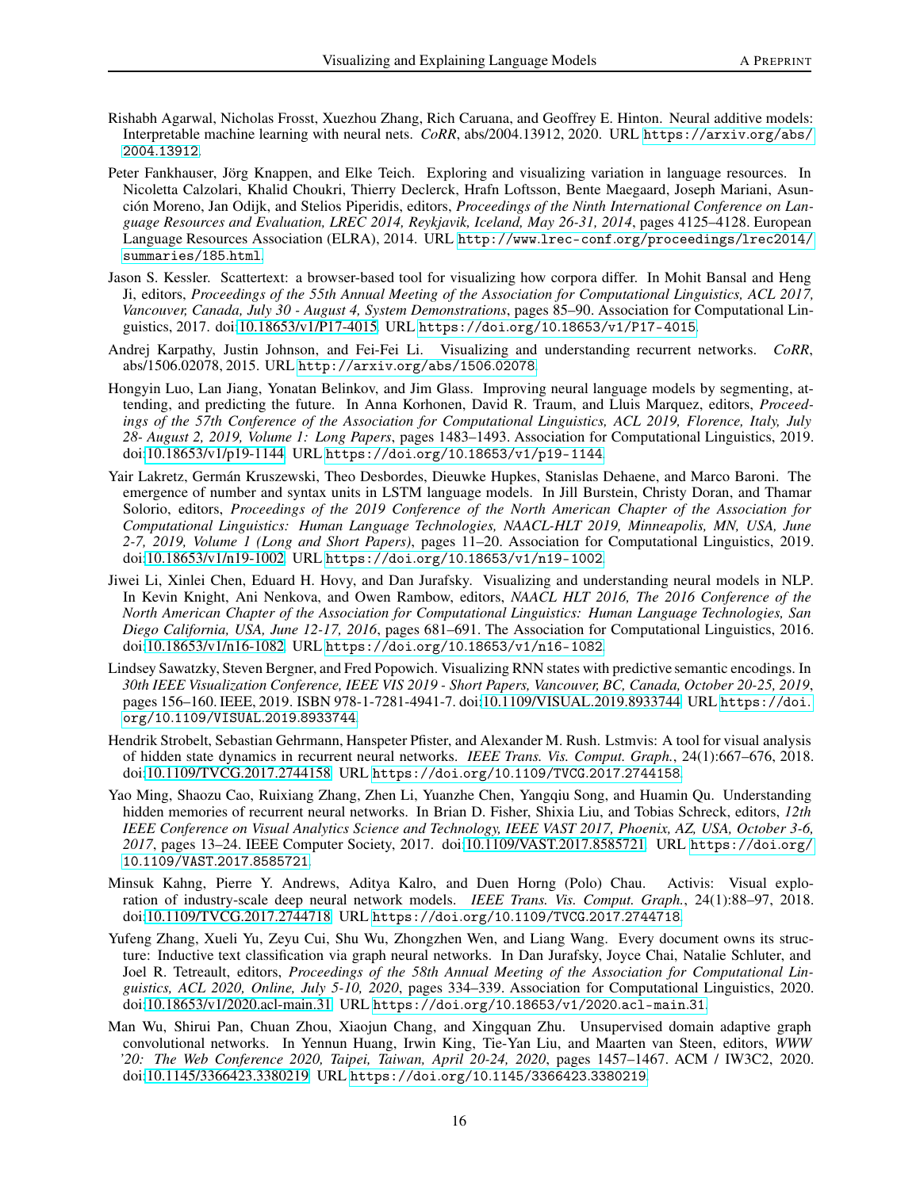Rishabh Agarwal, Nicholas Frosst, Xuezhou Zhang, Rich Caruana, and Geoffrey E. Hinton. Neural additive models: Interpretable machine learning with neural nets. *CoRR*, abs/2004.13912, 2020. URL https://arxiv.org/abs/2004.13912.

Peter Fankhauser, Jörg Knappen, and Elke Teich. Exploring and visualizing variation in language resources. In Nicoletta Calzolari, Khalid Choukri, Thierry Declerck, Hrafn Loftsson, Bente Maegaard, Joseph Mariani, Asunción Moreno, Jan Odijk, and Stelios Piperidis, editors, *Proceedings of the Ninth International Conference on Language Resources and Evaluation, LREC 2014, Reykjavik, Iceland, May 26-31, 2014*, pages 4125–4128. European Language Resources Association (ELRA), 2014. URL http://www.lrec-conf.org/proceedings/lrec2014/summaries/185.html.

Jason S. Kessler. Scattertext: a browser-based tool for visualizing how corpora differ. In Mohit Bansal and Heng Ji, editors, *Proceedings of the 55th Annual Meeting of the Association for Computational Linguistics, ACL 2017, Vancouver, Canada, July 30 - August 4, System Demonstrations*, pages 85–90. Association for Computational Linguistics, 2017. doi:10.18653/v1/P17-4015. URL https://doi.org/10.18653/v1/P17-4015.

Andrej Karpathy, Justin Johnson, and Fei-Fei Li. Visualizing and understanding recurrent networks. *CoRR*, abs/1506.02078, 2015. URL http://arxiv.org/abs/1506.02078.

Hongyin Luo, Lan Jiang, Yonatan Belinkov, and Jim Glass. Improving neural language models by segmenting, attending, and predicting the future. In Anna Korhonen, David R. Traum, and Lluis Marquez, editors, *Proceedings of the 57th Conference of the Association for Computational Linguistics, ACL 2019, Florence, Italy, July 28- August 2, 2019, Volume 1: Long Papers*, pages 1483–1493. Association for Computational Linguistics, 2019. doi:10.18653/v1/p19-1144. URL https://doi.org/10.18653/v1/p19-1144.

Yair Lakretz, Germán Kruszewski, Theo Desbordes, Dieuwke Hupkes, Stanislas Dehaene, and Marco Baroni. The emergence of number and syntax units in LSTM language models. In Jill Burstein, Christy Doran, and Thamar Solorio, editors, *Proceedings of the 2019 Conference of the North American Chapter of the Association for Computational Linguistics: Human Language Technologies, NAACL-HLT 2019, Minneapolis, MN, USA, June 2-7, 2019, Volume 1 (Long and Short Papers)*, pages 11–20. Association for Computational Linguistics, 2019. doi:10.18653/v1/n19-1002. URL https://doi.org/10.18653/v1/n19-1002.

Jiwei Li, Xinlei Chen, Eduard H. Hovy, and Dan Jurafsky. Visualizing and understanding neural models in NLP. In Kevin Knight, Ani Nenkova, and Owen Rambow, editors, *NAACL HLT 2016, The 2016 Conference of the North American Chapter of the Association for Computational Linguistics: Human Language Technologies, San Diego California, USA, June 12-17, 2016*, pages 681–691. The Association for Computational Linguistics, 2016. doi:10.18653/v1/n16-1082. URL https://doi.org/10.18653/v1/n16-1082.

Lindsey Sawatzky, Steven Bergner, and Fred Popowich. Visualizing RNN states with predictive semantic encodings. In *30th IEEE Visualization Conference, IEEE VIS 2019 - Short Papers, Vancouver, BC, Canada, October 20-25, 2019*, pages 156–160. IEEE, 2019. ISBN 978-1-7281-4941-7. doi:10.1109/VISUAL.2019.8933744. URL https://doi.org/10.1109/VISUAL.2019.8933744.

Hendrik Strobelt, Sebastian Gehrmann, Hanspeter Pfister, and Alexander M. Rush. Lstmvis: A tool for visual analysis of hidden state dynamics in recurrent neural networks. *IEEE Trans. Vis. Comput. Graph.*, 24(1):667–676, 2018. doi:10.1109/TVCG.2017.2744158. URL https://doi.org/10.1109/TVCG.2017.2744158.

Yao Ming, Shaozu Cao, Ruixiang Zhang, Zhen Li, Yuanzhe Chen, Yangqiu Song, and Huamin Qu. Understanding hidden memories of recurrent neural networks. In Brian D. Fisher, Shixia Liu, and Tobias Schreck, editors, *12th IEEE Conference on Visual Analytics Science and Technology, IEEE VAST 2017, Phoenix, AZ, USA, October 3-6, 2017*, pages 13–24. IEEE Computer Society, 2017. doi:10.1109/VAST.2017.8585721. URL https://doi.org/10.1109/VAST.2017.8585721.

Minsuk Kahng, Pierre Y. Andrews, Aditya Kalro, and Duen Horng (Polo) Chau. Activis: Visual exploration of industry-scale deep neural network models. *IEEE Trans. Vis. Comput. Graph.*, 24(1):88–97, 2018. doi:10.1109/TVCG.2017.2744718. URL https://doi.org/10.1109/TVCG.2017.2744718.

Yufeng Zhang, Xueli Yu, Zeyu Cui, Shu Wu, Zhongzhen Wen, and Liang Wang. Every document owns its structure: Inductive text classification via graph neural networks. In Dan Jurafsky, Joyce Chai, Natalie Schluter, and Joel R. Tetreault, editors, *Proceedings of the 58th Annual Meeting of the Association for Computational Linguistics, ACL 2020, Online, July 5-10, 2020*, pages 334–339. Association for Computational Linguistics, 2020. doi:10.18653/v1/2020.acl-main.31. URL https://doi.org/10.18653/v1/2020.acl-main.31.

Man Wu, Shirui Pan, Chuan Zhou, Xiaojun Chang, and Xingquan Zhu. Unsupervised domain adaptive graph convolutional networks. In Yennun Huang, Irwin King, Tie-Yan Liu, and Maarten van Steen, editors, *WWW '20: The Web Conference 2020, Taipei, Taiwan, April 20-24, 2020*, pages 1457–1467. ACM / IW3C2, 2020. doi:10.1145/3366423.3380219. URL https://doi.org/10.1145/3366423.3380219.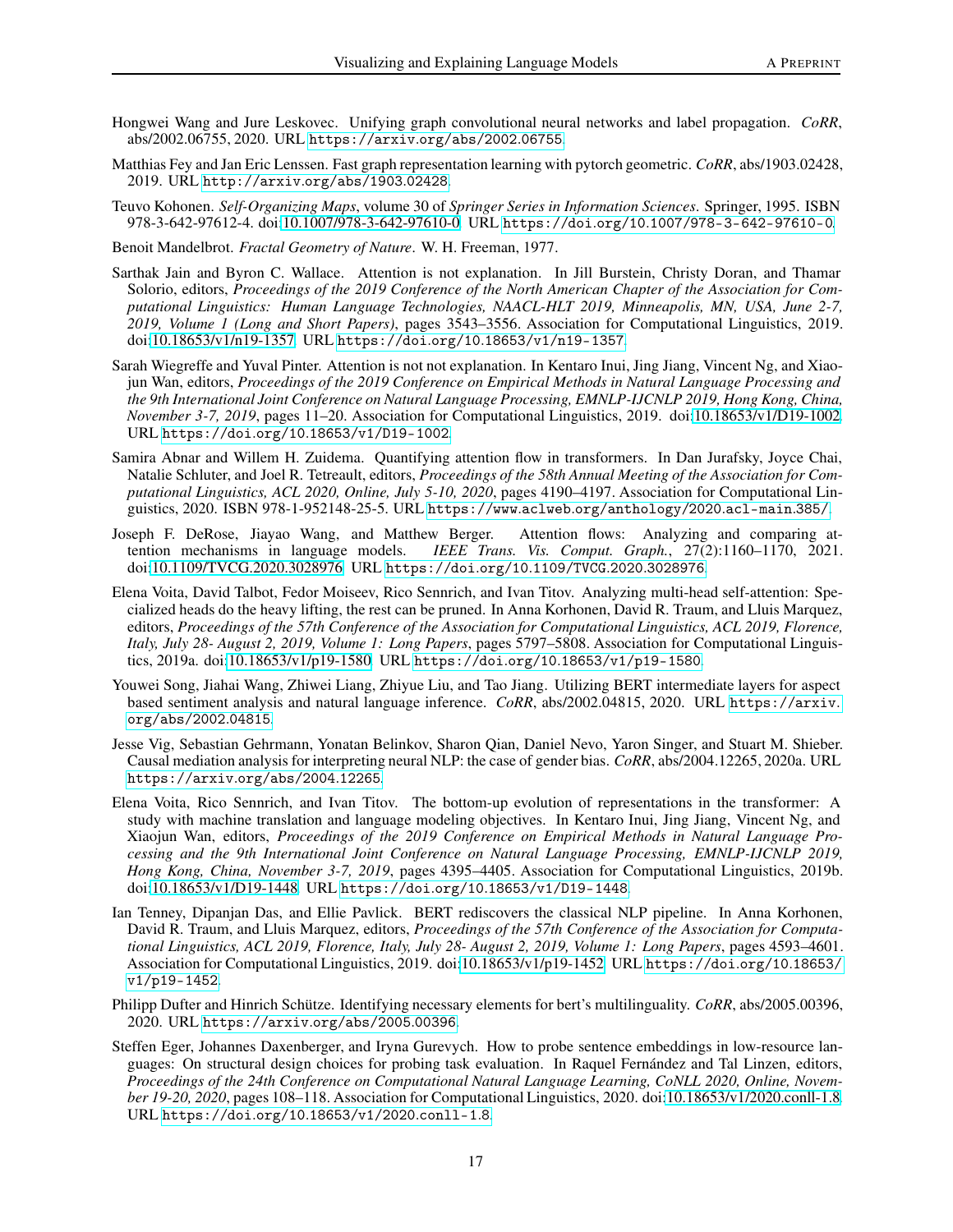Hongwei Wang and Jure Leskovec. Unifying graph convolutional neural networks and label propagation. *CoRR*, abs/2002.06755, 2020. URL https://arxiv.org/abs/2002.06755.

Matthias Fey and Jan Eric Lenssen. Fast graph representation learning with pytorch geometric. *CoRR*, abs/1903.02428, 2019. URL http://arxiv.org/abs/1903.02428.

Teuvo Kohonen. *Self-Organizing Maps*, volume 30 of *Springer Series in Information Sciences*. Springer, 1995. ISBN 978-3-642-97612-4. doi:10.1007/978-3-642-97610-0. URL https://doi.org/10.1007/978-3-642-97610-0.

Benoit Mandelbrot. *Fractal Geometry of Nature*. W. H. Freeman, 1977.

Sarthak Jain and Byron C. Wallace. Attention is not explanation. In Jill Burstein, Christy Doran, and Thamar Solorio, editors, *Proceedings of the 2019 Conference of the North American Chapter of the Association for Computational Linguistics: Human Language Technologies, NAACL-HLT 2019, Minneapolis, MN, USA, June 2-7, 2019, Volume 1 (Long and Short Papers)*, pages 3543–3556. Association for Computational Linguistics, 2019. doi:10.18653/v1/n19-1357. URL https://doi.org/10.18653/v1/n19-1357.

Sarah Wiegreffe and Yuval Pinter. Attention is not not explanation. In Kentaro Inui, Jing Jiang, Vincent Ng, and Xiaojun Wan, editors, *Proceedings of the 2019 Conference on Empirical Methods in Natural Language Processing and the 9th International Joint Conference on Natural Language Processing, EMNLP-IJCNLP 2019, Hong Kong, China, November 3-7, 2019*, pages 11–20. Association for Computational Linguistics, 2019. doi:10.18653/v1/D19-1002. URL https://doi.org/10.18653/v1/D19-1002.

Samira Abnar and Willem H. Zuidema. Quantifying attention flow in transformers. In Dan Jurafsky, Joyce Chai, Natalie Schluter, and Joel R. Tetreault, editors, *Proceedings of the 58th Annual Meeting of the Association for Computational Linguistics, ACL 2020, Online, July 5-10, 2020*, pages 4190–4197. Association for Computational Linguistics, 2020. ISBN 978-1-952148-25-5. URL https://www.aclweb.org/anthology/2020.acl-main.385/.

Joseph F. DeRose, Jiayao Wang, and Matthew Berger. Attention flows: Analyzing and comparing attention mechanisms in language models. *IEEE Trans. Vis. Comput. Graph.*, 27(2):1160–1170, 2021. doi:10.1109/TVCG.2020.3028976. URL https://doi.org/10.1109/TVCG.2020.3028976.

Elena Voita, David Talbot, Fedor Moiseev, Rico Sennrich, and Ivan Titov. Analyzing multi-head self-attention: Specialized heads do the heavy lifting, the rest can be pruned. In Anna Korhonen, David R. Traum, and Lluis Marquez, editors, *Proceedings of the 57th Conference of the Association for Computational Linguistics, ACL 2019, Florence, Italy, July 28- August 2, 2019, Volume 1: Long Papers*, pages 5797–5808. Association for Computational Linguistics, 2019a. doi:10.18653/v1/p19-1580. URL https://doi.org/10.18653/v1/p19-1580.

Youwei Song, Jiahai Wang, Zhiwei Liang, Zhiyue Liu, and Tao Jiang. Utilizing BERT intermediate layers for aspect based sentiment analysis and natural language inference. *CoRR*, abs/2002.04815, 2020. URL https://arxiv.org/abs/2002.04815.

Jesse Vig, Sebastian Gehrmann, Yonatan Belinkov, Sharon Qian, Daniel Nevo, Yaron Singer, and Stuart M. Shieber. Causal mediation analysis for interpreting neural NLP: the case of gender bias. *CoRR*, abs/2004.12265, 2020a. URL https://arxiv.org/abs/2004.12265.

Elena Voita, Rico Sennrich, and Ivan Titov. The bottom-up evolution of representations in the transformer: A study with machine translation and language modeling objectives. In Kentaro Inui, Jing Jiang, Vincent Ng, and Xiaojun Wan, editors, *Proceedings of the 2019 Conference on Empirical Methods in Natural Language Processing and the 9th International Joint Conference on Natural Language Processing, EMNLP-IJCNLP 2019, Hong Kong, China, November 3-7, 2019*, pages 4395–4405. Association for Computational Linguistics, 2019b. doi:10.18653/v1/D19-1448. URL https://doi.org/10.18653/v1/D19-1448.

Ian Tenney, Dipanjan Das, and Ellie Pavlick. BERT rediscovers the classical NLP pipeline. In Anna Korhonen, David R. Traum, and Lluis Marquez, editors, *Proceedings of the 57th Conference of the Association for Computational Linguistics, ACL 2019, Florence, Italy, July 28- August 2, 2019, Volume 1: Long Papers*, pages 4593–4601. Association for Computational Linguistics, 2019. doi:10.18653/v1/p19-1452. URL https://doi.org/10.18653/v1/p19-1452.

Philipp Dufter and Hinrich Schütze. Identifying necessary elements for bert's multilinguality. *CoRR*, abs/2005.00396, 2020. URL https://arxiv.org/abs/2005.00396.

Steffen Eger, Johannes Daxenberger, and Iryna Gurevych. How to probe sentence embeddings in low-resource languages: On structural design choices for probing task evaluation. In Raquel Fernández and Tal Linzen, editors, *Proceedings of the 24th Conference on Computational Natural Language Learning, CoNLL 2020, Online, November 19-20, 2020*, pages 108–118. Association for Computational Linguistics, 2020. doi:10.18653/v1/2020.conll-1.8. URL https://doi.org/10.18653/v1/2020.conll-1.8.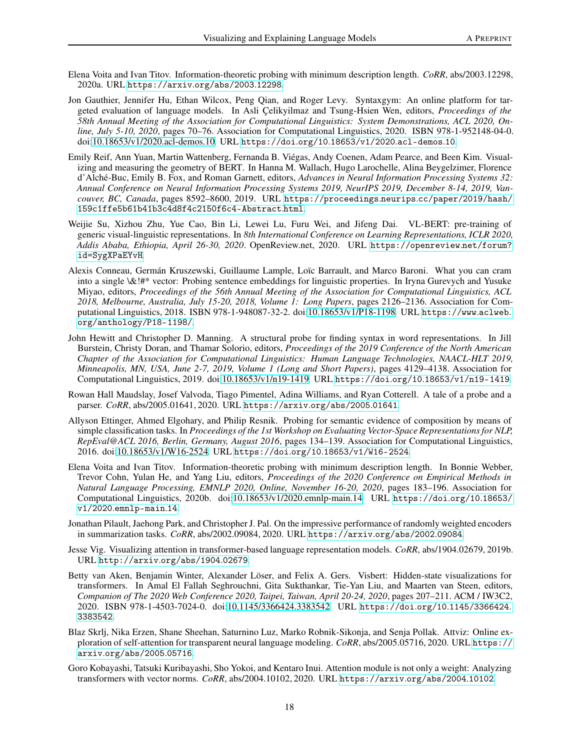Elena Voita and Ivan Titov. Information-theoretic probing with minimum description length. *CoRR*, abs/2003.12298, 2020a. URL https://arxiv.org/abs/2003.12298.

Jon Gauthier, Jennifer Hu, Ethan Wilcox, Peng Qian, and Roger Levy. Syntaxgym: An online platform for targeted evaluation of language models. In Asli Çelikyilmaz and Tsung-Hsien Wen, editors, *Proceedings of the 58th Annual Meeting of the Association for Computational Linguistics: System Demonstrations, ACL 2020, Online, July 5-10, 2020*, pages 70–76. Association for Computational Linguistics, 2020. ISBN 978-1-952148-04-0. doi:10.18653/v1/2020.acl-demos.10. URL https://doi.org/10.18653/v1/2020.acl-demos.10.

Emily Reif, Ann Yuan, Martin Wattenberg, Fernanda B. Viégas, Andy Coenen, Adam Pearce, and Been Kim. Visualizing and measuring the geometry of BERT. In Hanna M. Wallach, Hugo Larochelle, Alina Beygelzimer, Florence d'Alché-Buc, Emily B. Fox, and Roman Garnett, editors, *Advances in Neural Information Processing Systems 32: Annual Conference on Neural Information Processing Systems 2019, NeurIPS 2019, December 8-14, 2019, Vancouver, BC, Canada*, pages 8592–8600, 2019. URL https://proceedings.neurips.cc/paper/2019/hash/159c1ffe5b61b41b3c4d8f4c2150f6c4-Abstract.html.

Weijie Su, Xizhou Zhu, Yue Cao, Bin Li, Lewei Lu, Furu Wei, and Jifeng Dai. VL-BERT: pre-training of generic visual-linguistic representations. In *8th International Conference on Learning Representations, ICLR 2020, Addis Ababa, Ethiopia, April 26-30, 2020*. OpenReview.net, 2020. URL https://openreview.net/forum?id=SygXPaEYvH.

Alexis Conneau, Germán Kruszewski, Guillaume Lample, Loïc Barrault, and Marco Baroni. What you can cram into a single \&!#* vector: Probing sentence embeddings for linguistic properties. In Iryna Gurevych and Yusuke Miyao, editors, *Proceedings of the 56th Annual Meeting of the Association for Computational Linguistics, ACL 2018, Melbourne, Australia, July 15-20, 2018, Volume 1: Long Papers*, pages 2126–2136. Association for Computational Linguistics, 2018. ISBN 978-1-948087-32-2. doi:10.18653/v1/P18-1198. URL https://www.aclweb.org/anthology/P18-1198/.

John Hewitt and Christopher D. Manning. A structural probe for finding syntax in word representations. In Jill Burstein, Christy Doran, and Thamar Solorio, editors, *Proceedings of the 2019 Conference of the North American Chapter of the Association for Computational Linguistics: Human Language Technologies, NAACL-HLT 2019, Minneapolis, MN, USA, June 2-7, 2019, Volume 1 (Long and Short Papers)*, pages 4129–4138. Association for Computational Linguistics, 2019. doi:10.18653/v1/n19-1419. URL https://doi.org/10.18653/v1/n19-1419.

Rowan Hall Maudslay, Josef Valvoda, Tiago Pimentel, Adina Williams, and Ryan Cotterell. A tale of a probe and a parser. *CoRR*, abs/2005.01641, 2020. URL https://arxiv.org/abs/2005.01641.

Allyson Ettinger, Ahmed Elgohary, and Philip Resnik. Probing for semantic evidence of composition by means of simple classification tasks. In *Proceedings of the 1st Workshop on Evaluating Vector-Space Representations for NLP, RepEval@ACL 2016, Berlin, Germany, August 2016*, pages 134–139. Association for Computational Linguistics, 2016. doi:10.18653/v1/W16-2524. URL https://doi.org/10.18653/v1/W16-2524.

Elena Voita and Ivan Titov. Information-theoretic probing with minimum description length. In Bonnie Webber, Trevor Cohn, Yulan He, and Yang Liu, editors, *Proceedings of the 2020 Conference on Empirical Methods in Natural Language Processing, EMNLP 2020, Online, November 16-20, 2020*, pages 183–196. Association for Computational Linguistics, 2020b. doi:10.18653/v1/2020.emnlp-main.14. URL https://doi.org/10.18653/v1/2020.emnlp-main.14.

Jonathan Pilault, Jaehong Park, and Christopher J. Pal. On the impressive performance of randomly weighted encoders in summarization tasks. *CoRR*, abs/2002.09084, 2020. URL https://arxiv.org/abs/2002.09084.

Jesse Vig. Visualizing attention in transformer-based language representation models. *CoRR*, abs/1904.02679, 2019b. URL http://arxiv.org/abs/1904.02679.

Betty van Aken, Benjamin Winter, Alexander Löser, and Felix A. Gers. Visbert: Hidden-state visualizations for transformers. In Amal El Fallah Seghrouchni, Gita Sukthankar, Tie-Yan Liu, and Maarten van Steen, editors, *Companion of The 2020 Web Conference 2020, Taipei, Taiwan, April 20-24, 2020*, pages 207–211. ACM / IW3C2, 2020. ISBN 978-1-4503-7024-0. doi:10.1145/3366424.3383542. URL https://doi.org/10.1145/3366424.3383542.

Blaz Skrlj, Nika Erzen, Shane Sheehan, Saturnino Luz, Marko Robnik-Sikonja, and Senja Pollak. Attviz: Online exploration of self-attention for transparent neural language modeling. *CoRR*, abs/2005.05716, 2020. URL https://arxiv.org/abs/2005.05716.

Goro Kobayashi, Tatsuki Kuribayashi, Sho Yokoi, and Kentaro Inui. Attention module is not only a weight: Analyzing transformers with vector norms. *CoRR*, abs/2004.10102, 2020. URL https://arxiv.org/abs/2004.10102.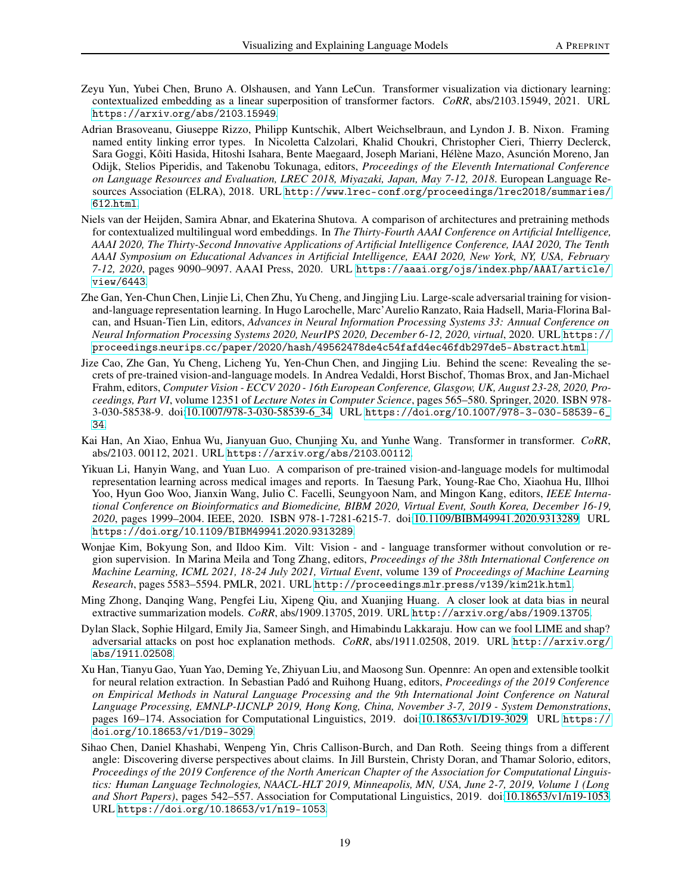Zeyu Yun, Yubei Chen, Bruno A. Olshausen, and Yann LeCun. Transformer visualization via dictionary learning: contextualized embedding as a linear superposition of transformer factors. *CoRR*, abs/2103.15949, 2021. URL https://arxiv.org/abs/2103.15949.

Adrian Brasoveanu, Giuseppe Rizzo, Philipp Kuntschik, Albert Weichselbraun, and Lyndon J. B. Nixon. Framing named entity linking error types. In Nicoletta Calzolari, Khalid Choukri, Christopher Cieri, Thierry Declerck, Sara Goggi, Kôiti Hasida, Hitoshi Isahara, Bente Maegaard, Joseph Mariani, Hélène Mazo, Asunción Moreno, Jan Odijk, Stelios Piperidis, and Takenobu Tokunaga, editors, *Proceedings of the Eleventh International Conference on Language Resources and Evaluation, LREC 2018, Miyazaki, Japan, May 7-12, 2018*. European Language Resources Association (ELRA), 2018. URL http://www.lrec-conf.org/proceedings/lrec2018/summaries/612.html.

Niels van der Heijden, Samira Abnar, and Ekaterina Shutova. A comparison of architectures and pretraining methods for contextualized multilingual word embeddings. In *The Thirty-Fourth AAAI Conference on Artificial Intelligence, AAAI 2020, The Thirty-Second Innovative Applications of Artificial Intelligence Conference, IAAI 2020, The Tenth AAAI Symposium on Educational Advances in Artificial Intelligence, EAAI 2020, New York, NY, USA, February 7-12, 2020*, pages 9090–9097. AAAI Press, 2020. URL https://aaai.org/ojs/index.php/AAAI/article/view/6443.

Zhe Gan, Yen-Chun Chen, Linjie Li, Chen Zhu, Yu Cheng, and Jingjing Liu. Large-scale adversarial training for vision-and-language representation learning. In Hugo Larochelle, Marc'Aurelio Ranzato, Raia Hadsell, Maria-Florina Balcan, and Hsuan-Tien Lin, editors, *Advances in Neural Information Processing Systems 33: Annual Conference on Neural Information Processing Systems 2020, NeurIPS 2020, December 6-12, 2020, virtual*, 2020. URL https://proceedings.neurips.cc/paper/2020/hash/49562478de4c54fafd4ec46fdb297de5-Abstract.html.

Jize Cao, Zhe Gan, Yu Cheng, Licheng Yu, Yen-Chun Chen, and Jingjing Liu. Behind the scene: Revealing the secrets of pre-trained vision-and-language models. In Andrea Vedaldi, Horst Bischof, Thomas Brox, and Jan-Michael Frahm, editors, *Computer Vision - ECCV 2020 - 16th European Conference, Glasgow, UK, August 23-28, 2020, Proceedings, Part VI*, volume 12351 of *Lecture Notes in Computer Science*, pages 565–580. Springer, 2020. ISBN 978-3-030-58538-9. doi:10.1007/978-3-030-58539-6_34. URL https://doi.org/10.1007/978-3-030-58539-6_34.

Kai Han, An Xiao, Enhua Wu, Jianyuan Guo, Chunjing Xu, and Yunhe Wang. Transformer in transformer. *CoRR*, abs/2103. 00112, 2021. URL https://arxiv.org/abs/2103.00112.

Yikuan Li, Hanyin Wang, and Yuan Luo. A comparison of pre-trained vision-and-language models for multimodal representation learning across medical images and reports. In Taesung Park, Young-Rae Cho, Xiaohua Hu, Illhoi Yoo, Hyun Goo Woo, Jianxin Wang, Julio C. Facelli, Seungyoon Nam, and Mingon Kang, editors, *IEEE International Conference on Bioinformatics and Biomedicine, BIBM 2020, Virtual Event, South Korea, December 16-19, 2020*, pages 1999–2004. IEEE, 2020. ISBN 978-1-7281-6215-7. doi:10.1109/BIBM49941.2020.9313289. URL https://doi.org/10.1109/BIBM49941.2020.9313289.

Wonjae Kim, Bokyung Son, and Ildoo Kim. Vilt: Vision - and - language transformer without convolution or region supervision. In Marina Meila and Tong Zhang, editors, *Proceedings of the 38th International Conference on Machine Learning, ICML 2021, 18-24 July 2021, Virtual Event*, volume 139 of *Proceedings of Machine Learning Research*, pages 5583–5594. PMLR, 2021. URL http://proceedings.mlr.press/v139/kim21k.html.

Ming Zhong, Danqing Wang, Pengfei Liu, Xipeng Qiu, and Xuanjing Huang. A closer look at data bias in neural extractive summarization models. *CoRR*, abs/1909.13705, 2019. URL http://arxiv.org/abs/1909.13705.

Dylan Slack, Sophie Hilgard, Emily Jia, Sameer Singh, and Himabindu Lakkaraju. How can we fool LIME and shap? adversarial attacks on post hoc explanation methods. *CoRR*, abs/1911.02508, 2019. URL http://arxiv.org/abs/1911.02508.

Xu Han, Tianyu Gao, Yuan Yao, Deming Ye, Zhiyuan Liu, and Maosong Sun. Opennre: An open and extensible toolkit for neural relation extraction. In Sebastian Padó and Ruihong Huang, editors, *Proceedings of the 2019 Conference on Empirical Methods in Natural Language Processing and the 9th International Joint Conference on Natural Language Processing, EMNLP-IJCNLP 2019, Hong Kong, China, November 3-7, 2019 - System Demonstrations*, pages 169–174. Association for Computational Linguistics, 2019. doi:10.18653/v1/D19-3029. URL https://doi.org/10.18653/v1/D19-3029.

Sihao Chen, Daniel Khashabi, Wenpeng Yin, Chris Callison-Burch, and Dan Roth. Seeing things from a different angle: Discovering diverse perspectives about claims. In Jill Burstein, Christy Doran, and Thamar Solorio, editors, *Proceedings of the 2019 Conference of the North American Chapter of the Association for Computational Linguistics: Human Language Technologies, NAACL-HLT 2019, Minneapolis, MN, USA, June 2-7, 2019, Volume 1 (Long and Short Papers)*, pages 542–557. Association for Computational Linguistics, 2019. doi:10.18653/v1/n19-1053. URL https://doi.org/10.18653/v1/n19-1053.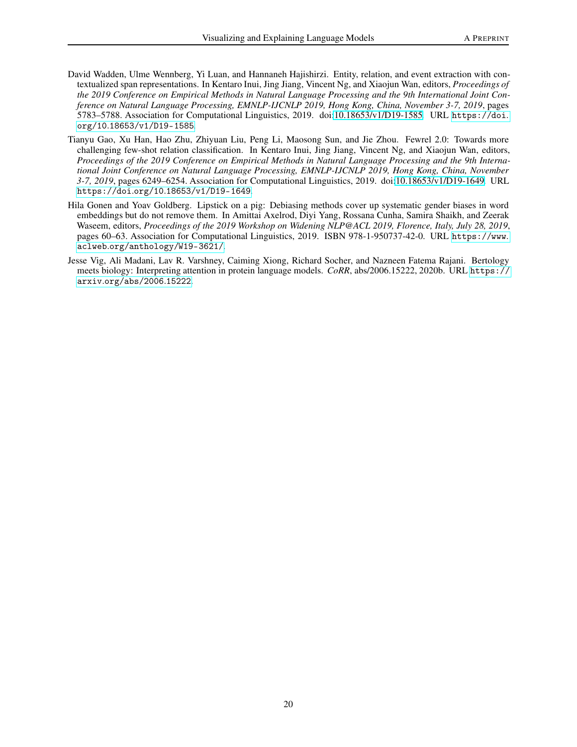David Wadden, Ulme Wennberg, Yi Luan, and Hannaneh Hajishirzi. Entity, relation, and event extraction with contextualized span representations. In Kentaro Inui, Jing Jiang, Vincent Ng, and Xiaojun Wan, editors, *Proceedings of the 2019 Conference on Empirical Methods in Natural Language Processing and the 9th International Joint Conference on Natural Language Processing, EMNLP-IJCNLP 2019, Hong Kong, China, November 3-7, 2019*, pages 5783–5788. Association for Computational Linguistics, 2019. doi:10.18653/v1/D19-1585. URL `https://doi.org/10.18653/v1/D19-1585`.

Tianyu Gao, Xu Han, Hao Zhu, Zhiyuan Liu, Peng Li, Maosong Sun, and Jie Zhou. Fewrel 2.0: Towards more challenging few-shot relation classification. In Kentaro Inui, Jing Jiang, Vincent Ng, and Xiaojun Wan, editors, *Proceedings of the 2019 Conference on Empirical Methods in Natural Language Processing and the 9th International Joint Conference on Natural Language Processing, EMNLP-IJCNLP 2019, Hong Kong, China, November 3-7, 2019*, pages 6249–6254. Association for Computational Linguistics, 2019. doi:10.18653/v1/D19-1649. URL `https://doi.org/10.18653/v1/D19-1649`.

Hila Gonen and Yoav Goldberg. Lipstick on a pig: Debiasing methods cover up systematic gender biases in word embeddings but do not remove them. In Amittai Axelrod, Diyi Yang, Rossana Cunha, Samira Shaikh, and Zeerak Waseem, editors, *Proceedings of the 2019 Workshop on Widening NLP@ACL 2019, Florence, Italy, July 28, 2019*, pages 60–63. Association for Computational Linguistics, 2019. ISBN 978-1-950737-42-0. URL `https://www.aclweb.org/anthology/W19-3621/`.

Jesse Vig, Ali Madani, Lav R. Varshney, Caiming Xiong, Richard Socher, and Nazneen Fatema Rajani. Bertology meets biology: Interpreting attention in protein language models. *CoRR*, abs/2006.15222, 2020b. URL `https://arxiv.org/abs/2006.15222`.